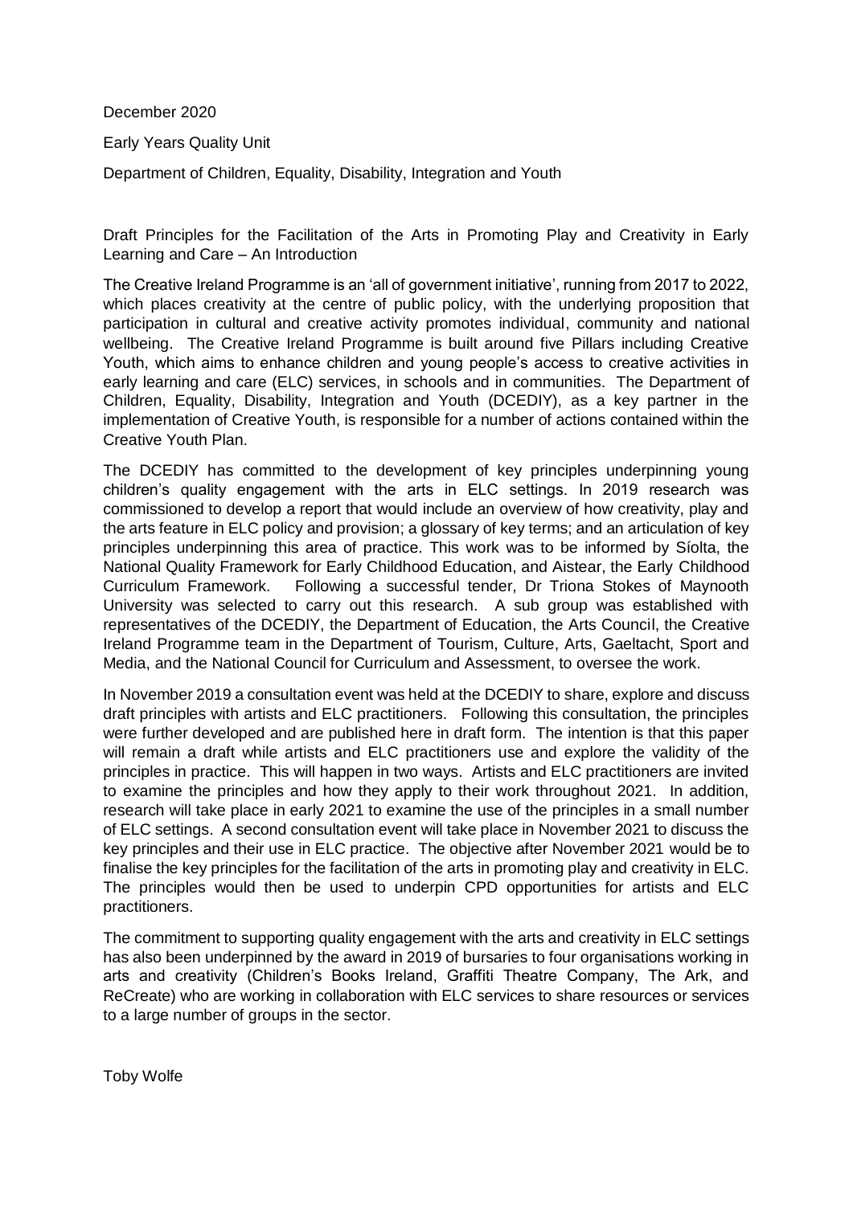December 2020

Early Years Quality Unit

Department of Children, Equality, Disability, Integration and Youth

Draft Principles for the Facilitation of the Arts in Promoting Play and Creativity in Early Learning and Care – An Introduction

The Creative Ireland Programme is an 'all of government initiative', running from 2017 to 2022, which places creativity at the centre of public policy, with the underlying proposition that participation in cultural and creative activity promotes individual, community and national wellbeing. The Creative Ireland Programme is built around five Pillars including Creative Youth, which aims to enhance children and young people's access to creative activities in early learning and care (ELC) services, in schools and in communities. The Department of Children, Equality, Disability, Integration and Youth (DCEDIY), as a key partner in the implementation of Creative Youth, is responsible for a number of actions contained within the Creative Youth Plan.

The DCEDIY has committed to the development of key principles underpinning young children's quality engagement with the arts in ELC settings. In 2019 research was commissioned to develop a report that would include an overview of how creativity, play and the arts feature in ELC policy and provision; a glossary of key terms; and an articulation of key principles underpinning this area of practice. This work was to be informed by Síolta, the National Quality Framework for Early Childhood Education, and Aistear, the Early Childhood Curriculum Framework. Following a successful tender, Dr Triona Stokes of Maynooth University was selected to carry out this research. A sub group was established with representatives of the DCEDIY, the Department of Education, the Arts Council, the Creative Ireland Programme team in the Department of Tourism, Culture, Arts, Gaeltacht, Sport and Media, and the National Council for Curriculum and Assessment, to oversee the work.

In November 2019 a consultation event was held at the DCEDIY to share, explore and discuss draft principles with artists and ELC practitioners. Following this consultation, the principles were further developed and are published here in draft form. The intention is that this paper will remain a draft while artists and ELC practitioners use and explore the validity of the principles in practice. This will happen in two ways. Artists and ELC practitioners are invited to examine the principles and how they apply to their work throughout 2021. In addition, research will take place in early 2021 to examine the use of the principles in a small number of ELC settings. A second consultation event will take place in November 2021 to discuss the key principles and their use in ELC practice. The objective after November 2021 would be to finalise the key principles for the facilitation of the arts in promoting play and creativity in ELC. The principles would then be used to underpin CPD opportunities for artists and ELC practitioners.

The commitment to supporting quality engagement with the arts and creativity in ELC settings has also been underpinned by the award in 2019 of bursaries to four organisations working in arts and creativity (Children's Books Ireland, Graffiti Theatre Company, The Ark, and ReCreate) who are working in collaboration with ELC services to share resources or services to a large number of groups in the sector.

Toby Wolfe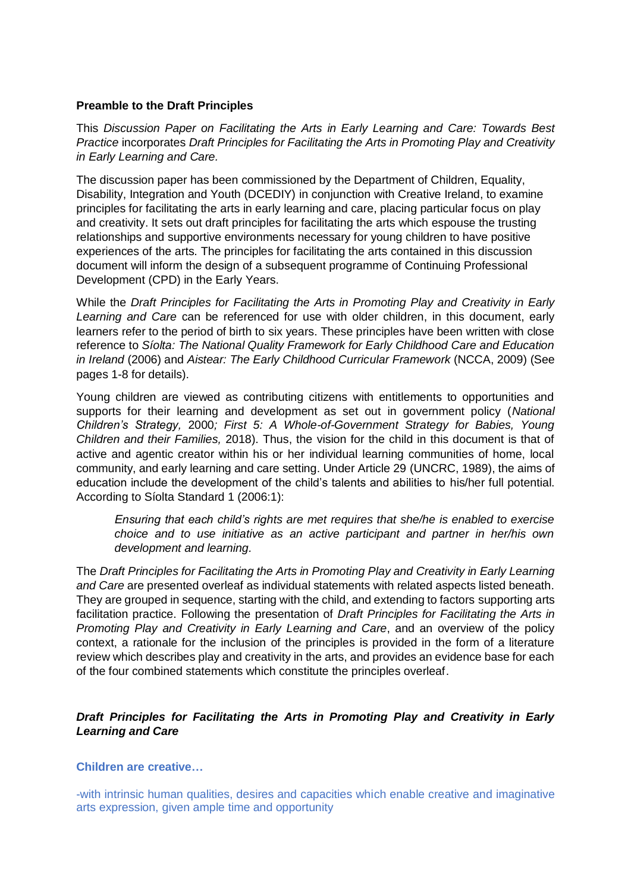**Preamble to the Draft Principles**

This *Discussion Paper on Facilitating the Arts in Early Learning and Care: Towards Best Practice* incorporates *Draft Principles for Facilitating the Arts in Promoting Play and Creativity in Early Learning and Care.*

The discussion paper has been commissioned by the Department of Children, Equality, Disability, Integration and Youth (DCEDIY) in conjunction with Creative Ireland, to examine principles for facilitating the arts in early learning and care, placing particular focus on play and creativity. It sets out draft principles for facilitating the arts which espouse the trusting relationships and supportive environments necessary for young children to have positive experiences of the arts. The principles for facilitating the arts contained in this discussion document will inform the design of a subsequent programme of Continuing Professional Development (CPD) in the Early Years.

While the *Draft Principles for Facilitating the Arts in Promoting Play and Creativity in Early Learning and Care* can be referenced for use with older children, in this document, early learners refer to the period of birth to six years. These principles have been written with close reference to *Síolta: The National Quality Framework for Early Childhood Care and Education in Ireland* (2006) and *Aistear: The Early Childhood Curricular Framework* (NCCA, 2009) (See pages 1-8 for details).

Young children are viewed as contributing citizens with entitlements to opportunities and supports for their learning and development as set out in government policy (*National Children's Strategy,* 2000*; First 5: A Whole-of-Government Strategy for Babies, Young Children and their Families,* 2018). Thus, the vision for the child in this document is that of active and agentic creator within his or her individual learning communities of home, local community, and early learning and care setting. Under Article 29 (UNCRC, 1989), the aims of education include the development of the child's talents and abilities to his/her full potential. According to Síolta Standard 1 (2006:1):

> *Ensuring that each child's rights are met requires that she/he is enabled to exercise choice and to use initiative as an active participant and partner in her/his own development and learning.*

The *Draft Principles for Facilitating the Arts in Promoting Play and Creativity in Early Learning and Care* are presented overleaf as individual statements with related aspects listed beneath. They are grouped in sequence, starting with the child, and extending to factors supporting arts facilitation practice. Following the presentation of *Draft Principles for Facilitating the Arts in Promoting Play and Creativity in Early Learning and Care*, and an overview of the policy context, a rationale for the inclusion of the principles is provided in the form of a literature review which describes play and creativity in the arts, and provides an evidence base for each of the four combined statements which constitute the principles overleaf.

***Draft Principles for Facilitating the Arts in Promoting Play and Creativity in Early Learning and Care***

**Children are creative…**

-with intrinsic human qualities, desires and capacities which enable creative and imaginative arts expression, given ample time and opportunity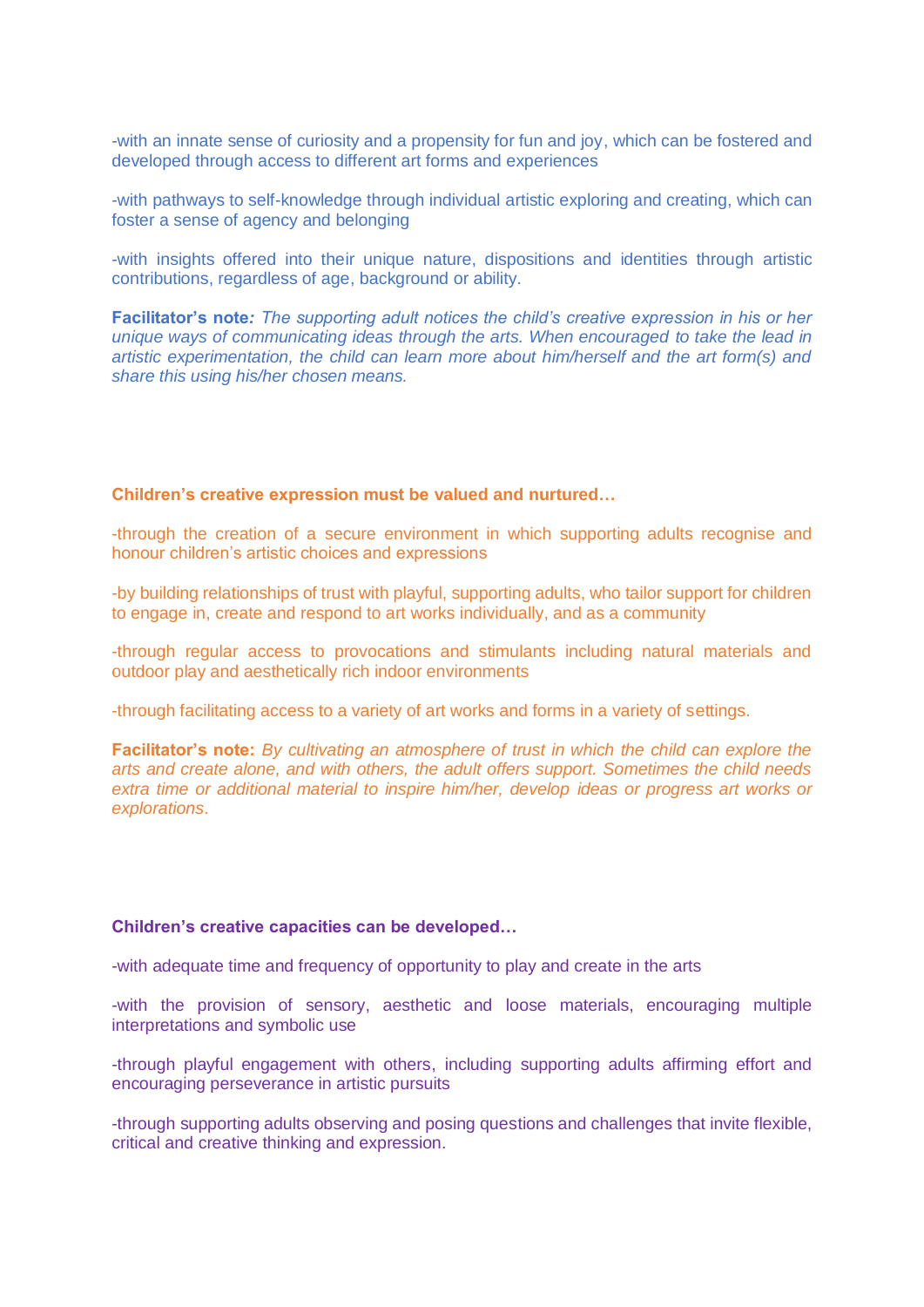-with an innate sense of curiosity and a propensity for fun and joy, which can be fostered and developed through access to different art forms and experiences

-with pathways to self-knowledge through individual artistic exploring and creating, which can foster a sense of agency and belonging

-with insights offered into their unique nature, dispositions and identities through artistic contributions, regardless of age, background or ability.

**Facilitator's note:** *The supporting adult notices the child's creative expression in his or her unique ways of communicating ideas through the arts. When encouraged to take the lead in artistic experimentation, the child can learn more about him/herself and the art form(s) and share this using his/her chosen means.*

**Children's creative expression must be valued and nurtured…**

-through the creation of a secure environment in which supporting adults recognise and honour children's artistic choices and expressions

-by building relationships of trust with playful, supporting adults, who tailor support for children to engage in, create and respond to art works individually, and as a community

-through regular access to provocations and stimulants including natural materials and outdoor play and aesthetically rich indoor environments

-through facilitating access to a variety of art works and forms in a variety of settings.

**Facilitator's note:** *By cultivating an atmosphere of trust in which the child can explore the arts and create alone, and with others, the adult offers support. Sometimes the child needs extra time or additional material to inspire him/her, develop ideas or progress art works or explorations.*

**Children's creative capacities can be developed…**

-with adequate time and frequency of opportunity to play and create in the arts

-with the provision of sensory, aesthetic and loose materials, encouraging multiple interpretations and symbolic use

-through playful engagement with others, including supporting adults affirming effort and encouraging perseverance in artistic pursuits

-through supporting adults observing and posing questions and challenges that invite flexible, critical and creative thinking and expression.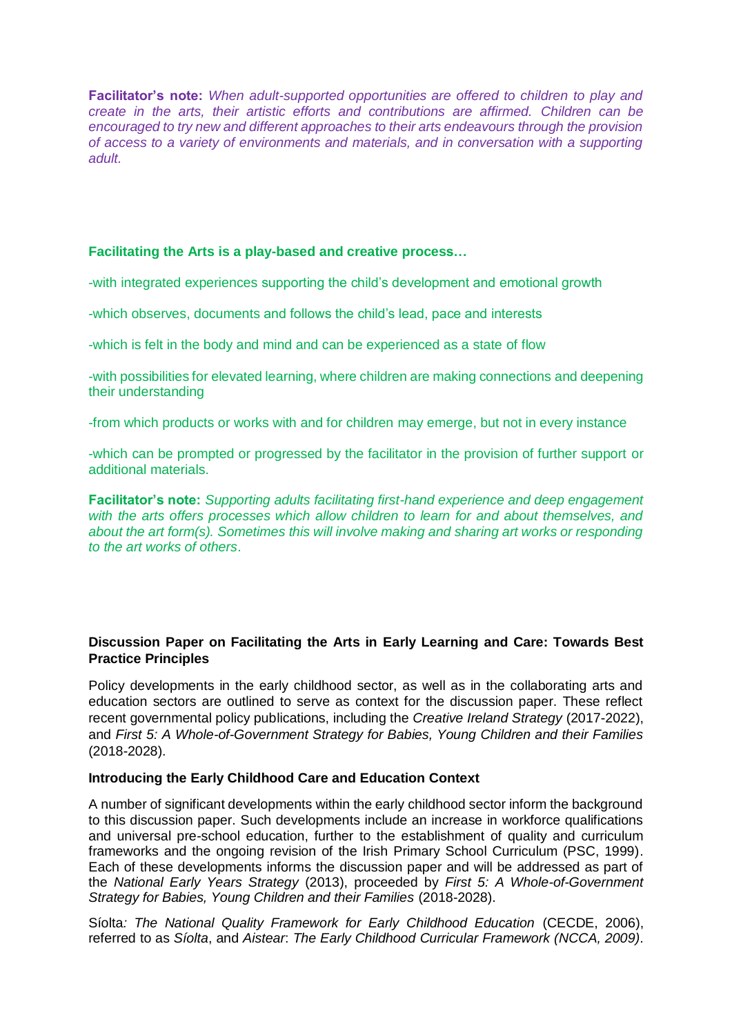**Facilitator's note:** *When adult-supported opportunities are offered to children to play and create in the arts, their artistic efforts and contributions are affirmed. Children can be encouraged to try new and different approaches to their arts endeavours through the provision of access to a variety of environments and materials, and in conversation with a supporting adult.*

**Facilitating the Arts is a play-based and creative process…**

-with integrated experiences supporting the child's development and emotional growth

-which observes, documents and follows the child's lead, pace and interests

-which is felt in the body and mind and can be experienced as a state of flow

-with possibilities for elevated learning, where children are making connections and deepening their understanding

-from which products or works with and for children may emerge, but not in every instance

-which can be prompted or progressed by the facilitator in the provision of further support or additional materials.

**Facilitator's note:** *Supporting adults facilitating first-hand experience and deep engagement with the arts offers processes which allow children to learn for and about themselves, and about the art form(s). Sometimes this will involve making and sharing art works or responding to the art works of others*.

**Discussion Paper on Facilitating the Arts in Early Learning and Care: Towards Best Practice Principles**

Policy developments in the early childhood sector, as well as in the collaborating arts and education sectors are outlined to serve as context for the discussion paper. These reflect recent governmental policy publications, including the *Creative Ireland Strategy* (2017-2022), and *First 5: A Whole-of-Government Strategy for Babies, Young Children and their Families* (2018-2028).

**Introducing the Early Childhood Care and Education Context**

A number of significant developments within the early childhood sector inform the background to this discussion paper. Such developments include an increase in workforce qualifications and universal pre-school education, further to the establishment of quality and curriculum frameworks and the ongoing revision of the Irish Primary School Curriculum (PSC, 1999). Each of these developments informs the discussion paper and will be addressed as part of the *National Early Years Strategy* (2013), proceeded by *First 5: A Whole-of-Government Strategy for Babies, Young Children and their Families* (2018-2028).

Síolta*: The National Quality Framework for Early Childhood Education* (CECDE, 2006), referred to as *Síolta*, and *Aistear*: *The Early Childhood Curricular Framework (NCCA, 2009)*.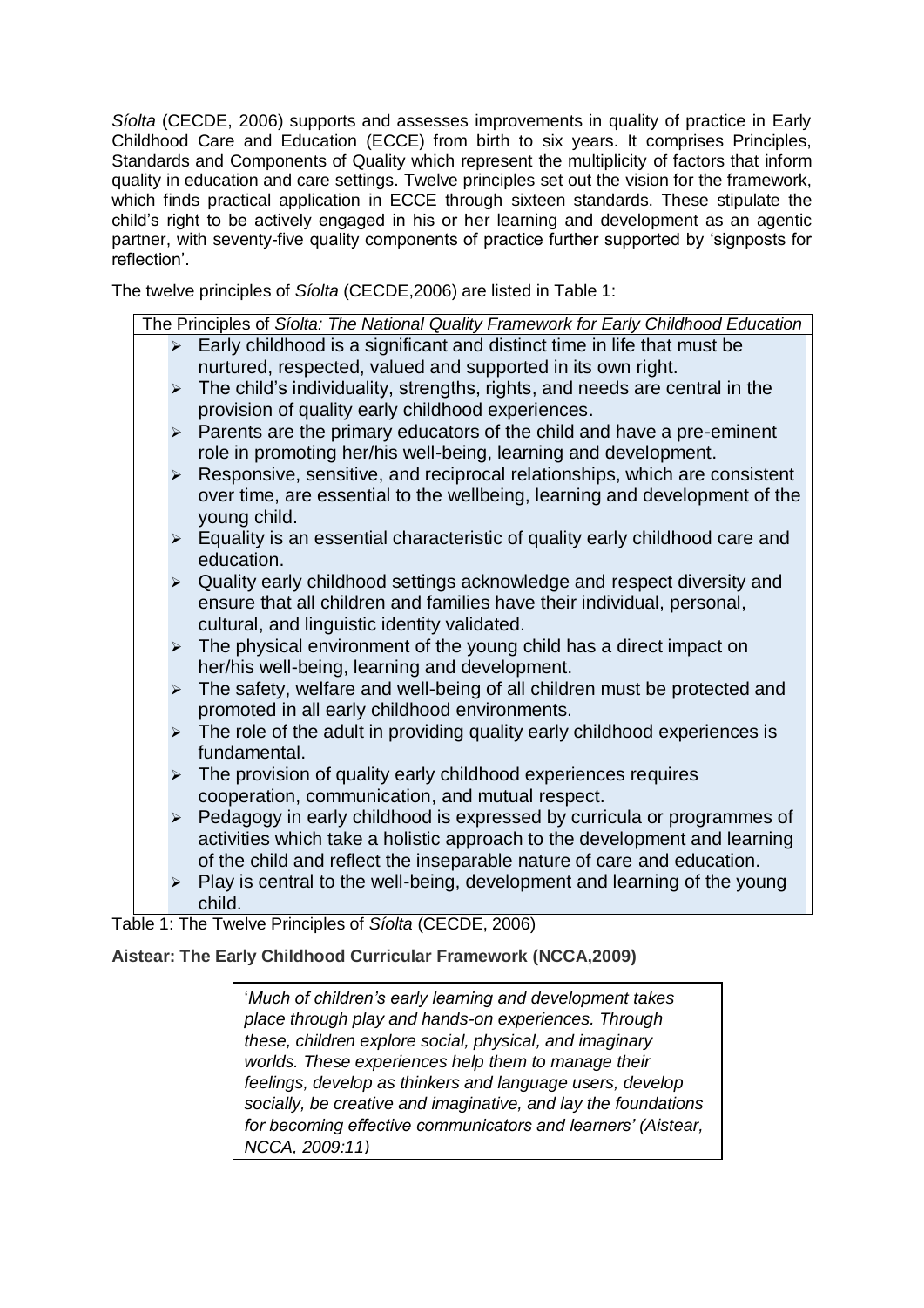*Síolta* (CECDE, 2006) supports and assesses improvements in quality of practice in Early Childhood Care and Education (ECCE) from birth to six years. It comprises Principles, Standards and Components of Quality which represent the multiplicity of factors that inform quality in education and care settings. Twelve principles set out the vision for the framework, which finds practical application in ECCE through sixteen standards. These stipulate the child's right to be actively engaged in his or her learning and development as an agentic partner, with seventy-five quality components of practice further supported by 'signposts for reflection'.

The twelve principles of *Síolta* (CECDE,2006) are listed in Table 1:

| The Principles of *Síolta: The National Quality Framework for Early Childhood Education* |
|---|
| ➢ Early childhood is a significant and distinct time in life that must be nurtured, respected, valued and supported in its own right.<br>➢ The child's individuality, strengths, rights, and needs are central in the provision of quality early childhood experiences.<br>➢ Parents are the primary educators of the child and have a pre-eminent role in promoting her/his well-being, learning and development.<br>➢ Responsive, sensitive, and reciprocal relationships, which are consistent over time, are essential to the wellbeing, learning and development of the young child.<br>➢ Equality is an essential characteristic of quality early childhood care and education.<br>➢ Quality early childhood settings acknowledge and respect diversity and ensure that all children and families have their individual, personal, cultural, and linguistic identity validated.<br>➢ The physical environment of the young child has a direct impact on her/his well-being, learning and development.<br>➢ The safety, welfare and well-being of all children must be protected and promoted in all early childhood environments.<br>➢ The role of the adult in providing quality early childhood experiences is fundamental.<br>➢ The provision of quality early childhood experiences requires cooperation, communication, and mutual respect.<br>➢ Pedagogy in early childhood is expressed by curricula or programmes of activities which take a holistic approach to the development and learning of the child and reflect the inseparable nature of care and education.<br>➢ Play is central to the well-being, development and learning of the young child. |

Table 1: The Twelve Principles of *Síolta* (CECDE, 2006)

**Aistear: The Early Childhood Curricular Framework (NCCA,2009)**

> '*Much of children's early learning and development takes place through play and hands-on experiences. Through these, children explore social, physical, and imaginary worlds. These experiences help them to manage their feelings, develop as thinkers and language users, develop socially, be creative and imaginative, and lay the foundations for becoming effective communicators and learners' (Aistear, NCCA. 2009:11)*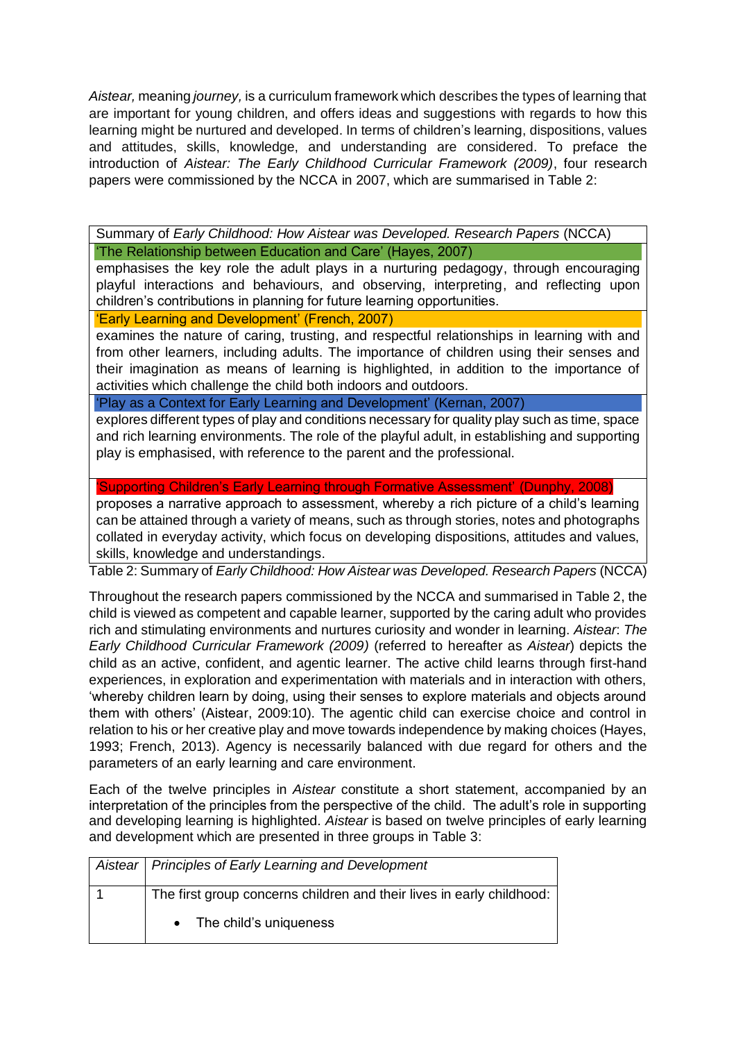*Aistear,* meaning *journey,* is a curriculum framework which describes the types of learning that are important for young children, and offers ideas and suggestions with regards to how this learning might be nurtured and developed. In terms of children's learning, dispositions, values and attitudes, skills, knowledge, and understanding are considered. To preface the introduction of *Aistear: The Early Childhood Curricular Framework (2009)*, four research papers were commissioned by the NCCA in 2007, which are summarised in Table 2:

| Summary of *Early Childhood: How Aistear was Developed. Research Papers* (NCCA) |
|---|
| 'The Relationship between Education and Care' (Hayes, 2007) |
| emphasises the key role the adult plays in a nurturing pedagogy, through encouraging playful interactions and behaviours, and observing, interpreting, and reflecting upon children's contributions in planning for future learning opportunities. |
| 'Early Learning and Development' (French, 2007) |
| examines the nature of caring, trusting, and respectful relationships in learning with and from other learners, including adults. The importance of children using their senses and their imagination as means of learning is highlighted, in addition to the importance of activities which challenge the child both indoors and outdoors. |
| 'Play as a Context for Early Learning and Development' (Kernan, 2007) |
| explores different types of play and conditions necessary for quality play such as time, space and rich learning environments. The role of the playful adult, in establishing and supporting play is emphasised, with reference to the parent and the professional. |
| 'Supporting Children's Early Learning through Formative Assessment' (Dunphy, 2008) |
| proposes a narrative approach to assessment, whereby a rich picture of a child's learning can be attained through a variety of means, such as through stories, notes and photographs collated in everyday activity, which focus on developing dispositions, attitudes and values, skills, knowledge and understandings. |

Table 2: Summary of *Early Childhood: How Aistear was Developed. Research Papers* (NCCA)

Throughout the research papers commissioned by the NCCA and summarised in Table 2, the child is viewed as competent and capable learner, supported by the caring adult who provides rich and stimulating environments and nurtures curiosity and wonder in learning. *Aistear*: *The Early Childhood Curricular Framework (2009)* (referred to hereafter as *Aistear*) depicts the child as an active, confident, and agentic learner. The active child learns through first-hand experiences, in exploration and experimentation with materials and in interaction with others, 'whereby children learn by doing, using their senses to explore materials and objects around them with others' (Aistear, 2009:10). The agentic child can exercise choice and control in relation to his or her creative play and move towards independence by making choices (Hayes, 1993; French, 2013). Agency is necessarily balanced with due regard for others and the parameters of an early learning and care environment.

Each of the twelve principles in *Aistear* constitute a short statement, accompanied by an interpretation of the principles from the perspective of the child. The adult's role in supporting and developing learning is highlighted. *Aistear* is based on twelve principles of early learning and development which are presented in three groups in Table 3:

| *Aistear* | *Principles of Early Learning and Development* |
|---|---|
| 1 | The first group concerns children and their lives in early childhood:<br>• The child's uniqueness |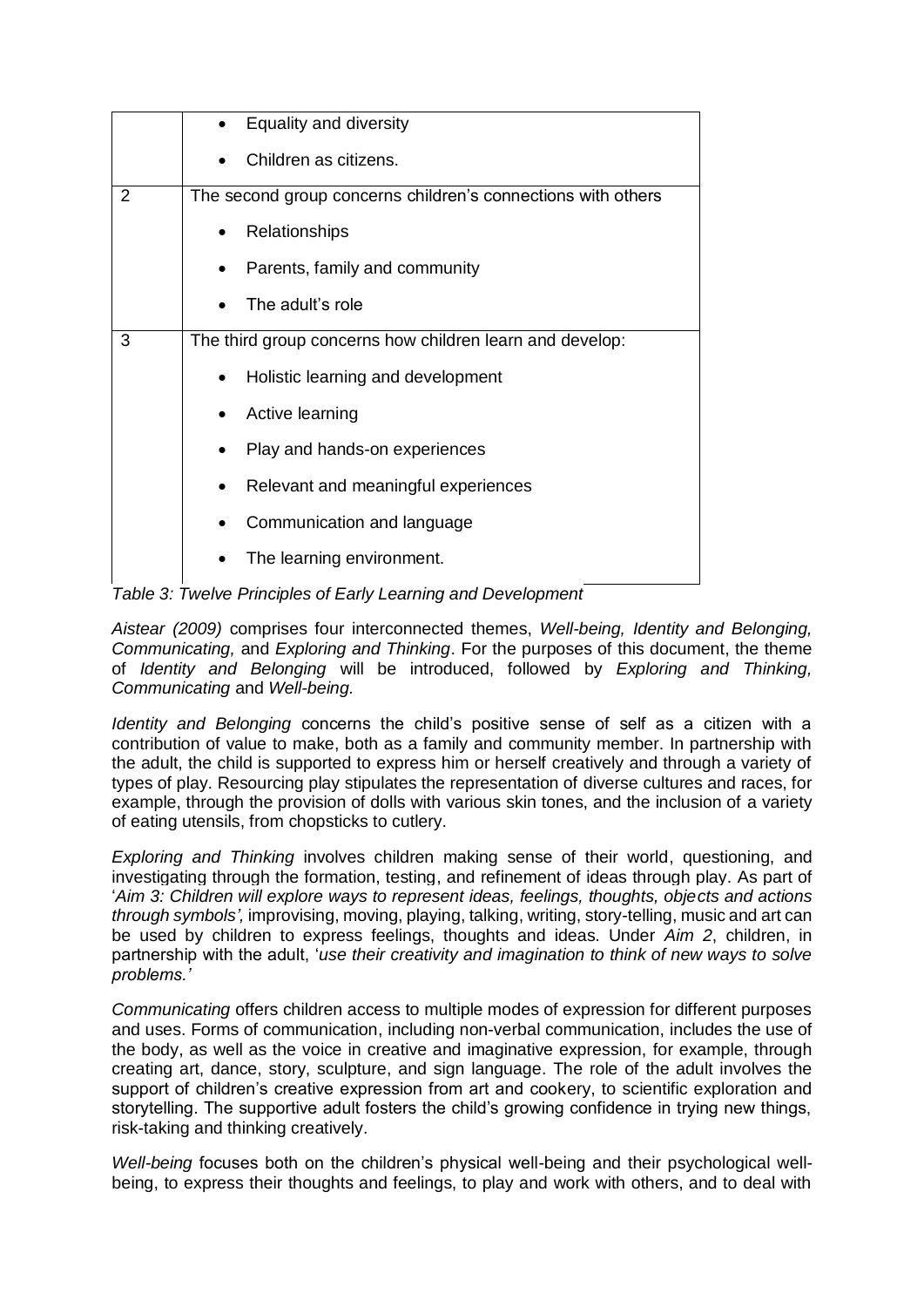| | |
|---|---|
| | • Equality and diversity<br>• Children as citizens. |
| 2 | The second group concerns children's connections with others<br>• Relationships<br>• Parents, family and community<br>• The adult's role |
| 3 | The third group concerns how children learn and develop:<br>• Holistic learning and development<br>• Active learning<br>• Play and hands-on experiences<br>• Relevant and meaningful experiences<br>• Communication and language<br>• The learning environment. |

*Table 3: Twelve Principles of Early Learning and Development*

*Aistear (2009)* comprises four interconnected themes, *Well-being, Identity and Belonging, Communicating,* and *Exploring and Thinking*. For the purposes of this document, the theme of *Identity and Belonging* will be introduced, followed by *Exploring and Thinking, Communicating* and *Well-being.*

*Identity and Belonging* concerns the child's positive sense of self as a citizen with a contribution of value to make, both as a family and community member. In partnership with the adult, the child is supported to express him or herself creatively and through a variety of types of play. Resourcing play stipulates the representation of diverse cultures and races, for example, through the provision of dolls with various skin tones, and the inclusion of a variety of eating utensils, from chopsticks to cutlery.

*Exploring and Thinking* involves children making sense of their world, questioning, and investigating through the formation, testing, and refinement of ideas through play. As part of '*Aim 3: Children will explore ways to represent ideas, feelings, thoughts, objects and actions through symbols',* improvising, moving, playing, talking, writing, story-telling, music and art can be used by children to express feelings, thoughts and ideas. Under *Aim 2*, children, in partnership with the adult, '*use their creativity and imagination to think of new ways to solve problems.'*

*Communicating* offers children access to multiple modes of expression for different purposes and uses. Forms of communication, including non-verbal communication, includes the use of the body, as well as the voice in creative and imaginative expression, for example, through creating art, dance, story, sculpture, and sign language. The role of the adult involves the support of children's creative expression from art and cookery, to scientific exploration and storytelling. The supportive adult fosters the child's growing confidence in trying new things, risk-taking and thinking creatively.

*Well-being* focuses both on the children's physical well-being and their psychological well-being, to express their thoughts and feelings, to play and work with others, and to deal with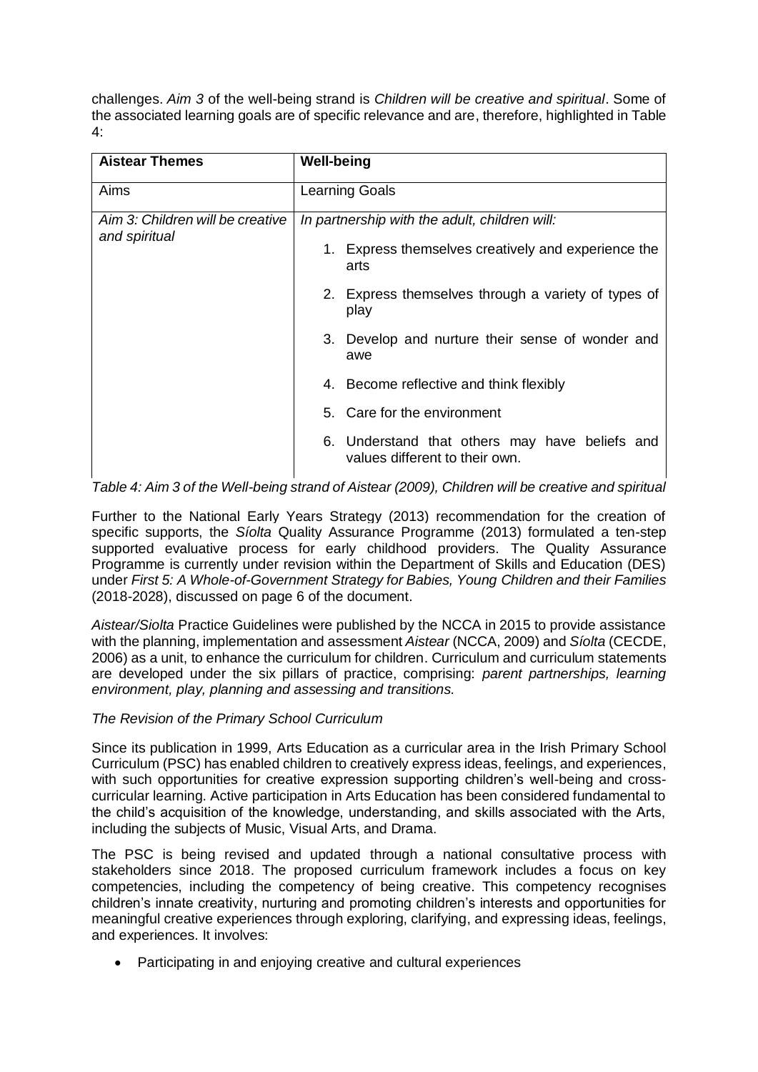challenges. *Aim 3* of the well-being strand is *Children will be creative and spiritual*. Some of the associated learning goals are of specific relevance and are, therefore, highlighted in Table 4:

| **Aistear Themes** | **Well-being** |
|---|---|
| Aims | Learning Goals |
| *Aim 3: Children will be creative and spiritual* | *In partnership with the adult, children will:*<br>1. Express themselves creatively and experience the arts<br>2. Express themselves through a variety of types of play<br>3. Develop and nurture their sense of wonder and awe<br>4. Become reflective and think flexibly<br>5. Care for the environment<br>6. Understand that others may have beliefs and values different to their own. |

*Table 4: Aim 3 of the Well-being strand of Aistear (2009), Children will be creative and spiritual*

Further to the National Early Years Strategy (2013) recommendation for the creation of specific supports, the *Síolta* Quality Assurance Programme (2013) formulated a ten-step supported evaluative process for early childhood providers. The Quality Assurance Programme is currently under revision within the Department of Skills and Education (DES) under *First 5: A Whole-of-Government Strategy for Babies, Young Children and their Families* (2018-2028), discussed on page 6 of the document.

*Aistear/Siolta* Practice Guidelines were published by the NCCA in 2015 to provide assistance with the planning, implementation and assessment *Aistear* (NCCA, 2009) and *Síolta* (CECDE, 2006) as a unit, to enhance the curriculum for children. Curriculum and curriculum statements are developed under the six pillars of practice, comprising: *parent partnerships, learning environment, play, planning and assessing and transitions.*

*The Revision of the Primary School Curriculum*

Since its publication in 1999, Arts Education as a curricular area in the Irish Primary School Curriculum (PSC) has enabled children to creatively express ideas, feelings, and experiences, with such opportunities for creative expression supporting children's well-being and cross-curricular learning. Active participation in Arts Education has been considered fundamental to the child's acquisition of the knowledge, understanding, and skills associated with the Arts, including the subjects of Music, Visual Arts, and Drama.

The PSC is being revised and updated through a national consultative process with stakeholders since 2018. The proposed curriculum framework includes a focus on key competencies, including the competency of being creative. This competency recognises children's innate creativity, nurturing and promoting children's interests and opportunities for meaningful creative experiences through exploring, clarifying, and expressing ideas, feelings, and experiences. It involves:

- Participating in and enjoying creative and cultural experiences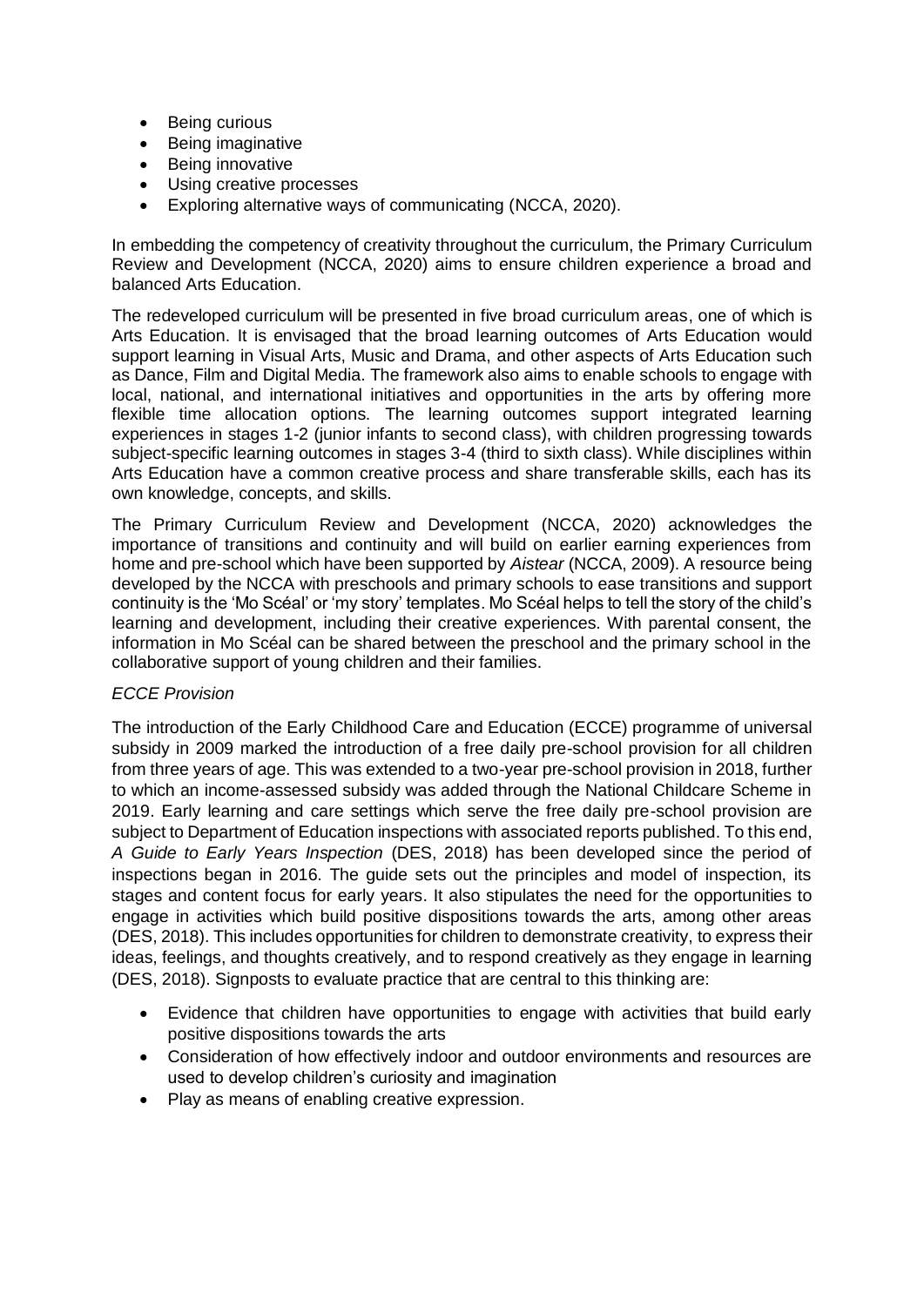- Being curious
- Being imaginative
- Being innovative
- Using creative processes
- Exploring alternative ways of communicating (NCCA, 2020).

In embedding the competency of creativity throughout the curriculum, the Primary Curriculum Review and Development (NCCA, 2020) aims to ensure children experience a broad and balanced Arts Education.

The redeveloped curriculum will be presented in five broad curriculum areas, one of which is Arts Education. It is envisaged that the broad learning outcomes of Arts Education would support learning in Visual Arts, Music and Drama, and other aspects of Arts Education such as Dance, Film and Digital Media. The framework also aims to enable schools to engage with local, national, and international initiatives and opportunities in the arts by offering more flexible time allocation options. The learning outcomes support integrated learning experiences in stages 1-2 (junior infants to second class), with children progressing towards subject-specific learning outcomes in stages 3-4 (third to sixth class). While disciplines within Arts Education have a common creative process and share transferable skills, each has its own knowledge, concepts, and skills.

The Primary Curriculum Review and Development (NCCA, 2020) acknowledges the importance of transitions and continuity and will build on earlier earning experiences from home and pre-school which have been supported by *Aistear* (NCCA, 2009). A resource being developed by the NCCA with preschools and primary schools to ease transitions and support continuity is the 'Mo Scéal' or 'my story' templates. Mo Scéal helps to tell the story of the child's learning and development, including their creative experiences. With parental consent, the information in Mo Scéal can be shared between the preschool and the primary school in the collaborative support of young children and their families.

*ECCE Provision*

The introduction of the Early Childhood Care and Education (ECCE) programme of universal subsidy in 2009 marked the introduction of a free daily pre-school provision for all children from three years of age. This was extended to a two-year pre-school provision in 2018, further to which an income-assessed subsidy was added through the National Childcare Scheme in 2019. Early learning and care settings which serve the free daily pre-school provision are subject to Department of Education inspections with associated reports published. To this end, *A Guide to Early Years Inspection* (DES, 2018) has been developed since the period of inspections began in 2016. The guide sets out the principles and model of inspection, its stages and content focus for early years. It also stipulates the need for the opportunities to engage in activities which build positive dispositions towards the arts, among other areas (DES, 2018). This includes opportunities for children to demonstrate creativity, to express their ideas, feelings, and thoughts creatively, and to respond creatively as they engage in learning (DES, 2018). Signposts to evaluate practice that are central to this thinking are:

- Evidence that children have opportunities to engage with activities that build early positive dispositions towards the arts
- Consideration of how effectively indoor and outdoor environments and resources are used to develop children's curiosity and imagination
- Play as means of enabling creative expression.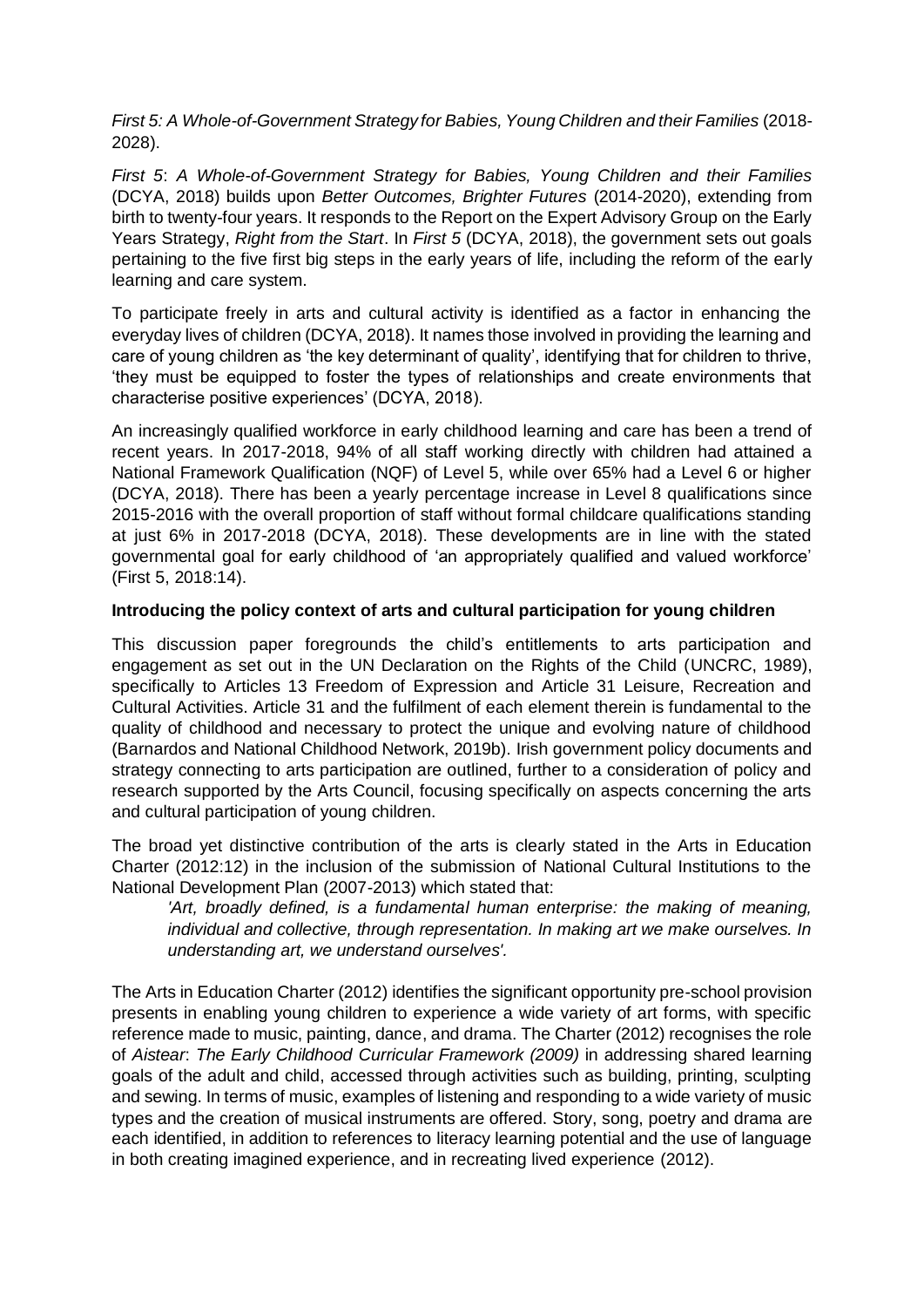*First 5: A Whole-of-Government Strategy for Babies, Young Children and their Families* (2018-2028).

*First 5*: *A Whole-of-Government Strategy for Babies, Young Children and their Families* (DCYA, 2018) builds upon *Better Outcomes, Brighter Futures* (2014-2020), extending from birth to twenty-four years. It responds to the Report on the Expert Advisory Group on the Early Years Strategy, *Right from the Start*. In *First 5* (DCYA, 2018), the government sets out goals pertaining to the five first big steps in the early years of life, including the reform of the early learning and care system.

To participate freely in arts and cultural activity is identified as a factor in enhancing the everyday lives of children (DCYA, 2018). It names those involved in providing the learning and care of young children as 'the key determinant of quality', identifying that for children to thrive, 'they must be equipped to foster the types of relationships and create environments that characterise positive experiences' (DCYA, 2018).

An increasingly qualified workforce in early childhood learning and care has been a trend of recent years. In 2017-2018, 94% of all staff working directly with children had attained a National Framework Qualification (NQF) of Level 5, while over 65% had a Level 6 or higher (DCYA, 2018). There has been a yearly percentage increase in Level 8 qualifications since 2015-2016 with the overall proportion of staff without formal childcare qualifications standing at just 6% in 2017-2018 (DCYA, 2018). These developments are in line with the stated governmental goal for early childhood of 'an appropriately qualified and valued workforce' (First 5, 2018:14).

**Introducing the policy context of arts and cultural participation for young children**

This discussion paper foregrounds the child's entitlements to arts participation and engagement as set out in the UN Declaration on the Rights of the Child (UNCRC, 1989), specifically to Articles 13 Freedom of Expression and Article 31 Leisure, Recreation and Cultural Activities. Article 31 and the fulfilment of each element therein is fundamental to the quality of childhood and necessary to protect the unique and evolving nature of childhood (Barnardos and National Childhood Network, 2019b). Irish government policy documents and strategy connecting to arts participation are outlined, further to a consideration of policy and research supported by the Arts Council, focusing specifically on aspects concerning the arts and cultural participation of young children.

The broad yet distinctive contribution of the arts is clearly stated in the Arts in Education Charter (2012:12) in the inclusion of the submission of National Cultural Institutions to the National Development Plan (2007-2013) which stated that:

> *'Art, broadly defined, is a fundamental human enterprise: the making of meaning, individual and collective, through representation. In making art we make ourselves. In understanding art, we understand ourselves'.*

The Arts in Education Charter (2012) identifies the significant opportunity pre-school provision presents in enabling young children to experience a wide variety of art forms, with specific reference made to music, painting, dance, and drama. The Charter (2012) recognises the role of *Aistear*: *The Early Childhood Curricular Framework (2009)* in addressing shared learning goals of the adult and child, accessed through activities such as building, printing, sculpting and sewing. In terms of music, examples of listening and responding to a wide variety of music types and the creation of musical instruments are offered. Story, song, poetry and drama are each identified, in addition to references to literacy learning potential and the use of language in both creating imagined experience, and in recreating lived experience (2012).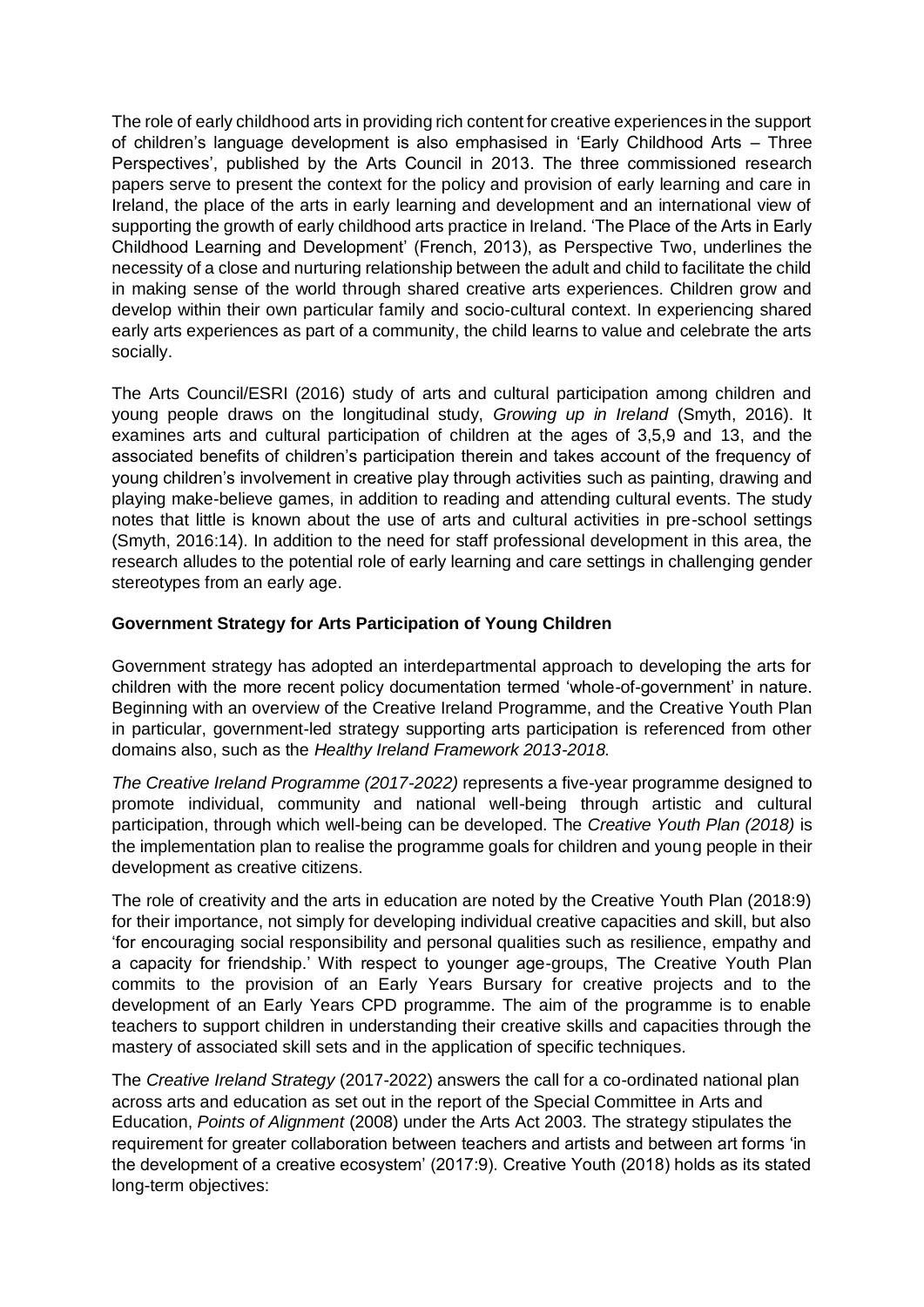The role of early childhood arts in providing rich content for creative experiences in the support of children's language development is also emphasised in 'Early Childhood Arts – Three Perspectives', published by the Arts Council in 2013. The three commissioned research papers serve to present the context for the policy and provision of early learning and care in Ireland, the place of the arts in early learning and development and an international view of supporting the growth of early childhood arts practice in Ireland. 'The Place of the Arts in Early Childhood Learning and Development' (French, 2013), as Perspective Two, underlines the necessity of a close and nurturing relationship between the adult and child to facilitate the child in making sense of the world through shared creative arts experiences. Children grow and develop within their own particular family and socio-cultural context. In experiencing shared early arts experiences as part of a community, the child learns to value and celebrate the arts socially.

The Arts Council/ESRI (2016) study of arts and cultural participation among children and young people draws on the longitudinal study, *Growing up in Ireland* (Smyth, 2016). It examines arts and cultural participation of children at the ages of 3,5,9 and 13, and the associated benefits of children's participation therein and takes account of the frequency of young children's involvement in creative play through activities such as painting, drawing and playing make-believe games, in addition to reading and attending cultural events. The study notes that little is known about the use of arts and cultural activities in pre-school settings (Smyth, 2016:14). In addition to the need for staff professional development in this area, the research alludes to the potential role of early learning and care settings in challenging gender stereotypes from an early age.

**Government Strategy for Arts Participation of Young Children**

Government strategy has adopted an interdepartmental approach to developing the arts for children with the more recent policy documentation termed 'whole-of-government' in nature. Beginning with an overview of the Creative Ireland Programme, and the Creative Youth Plan in particular, government-led strategy supporting arts participation is referenced from other domains also, such as the *Healthy Ireland Framework 2013-2018.*

*The Creative Ireland Programme (2017-2022)* represents a five-year programme designed to promote individual, community and national well-being through artistic and cultural participation, through which well-being can be developed. The *Creative Youth Plan (2018)* is the implementation plan to realise the programme goals for children and young people in their development as creative citizens.

The role of creativity and the arts in education are noted by the Creative Youth Plan (2018:9) for their importance, not simply for developing individual creative capacities and skill, but also 'for encouraging social responsibility and personal qualities such as resilience, empathy and a capacity for friendship.' With respect to younger age-groups, The Creative Youth Plan commits to the provision of an Early Years Bursary for creative projects and to the development of an Early Years CPD programme. The aim of the programme is to enable teachers to support children in understanding their creative skills and capacities through the mastery of associated skill sets and in the application of specific techniques.

The *Creative Ireland Strategy* (2017-2022) answers the call for a co-ordinated national plan across arts and education as set out in the report of the Special Committee in Arts and Education, *Points of Alignment* (2008) under the Arts Act 2003. The strategy stipulates the requirement for greater collaboration between teachers and artists and between art forms 'in the development of a creative ecosystem' (2017:9). Creative Youth (2018) holds as its stated long-term objectives: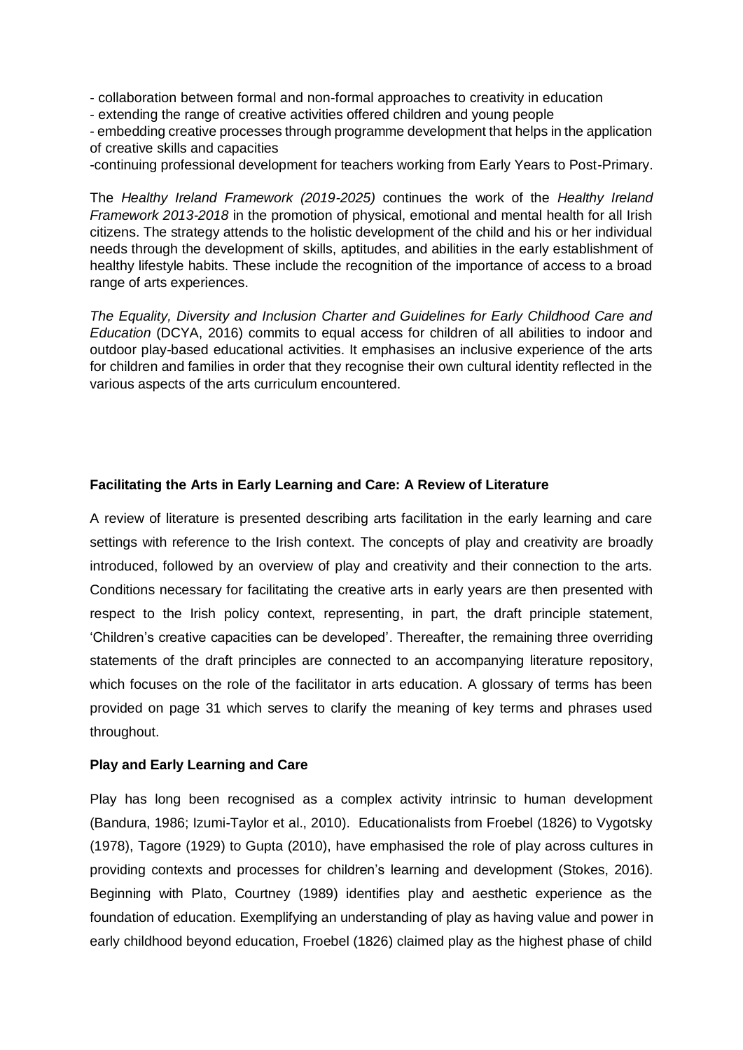- collaboration between formal and non-formal approaches to creativity in education
- extending the range of creative activities offered children and young people
- embedding creative processes through programme development that helps in the application of creative skills and capacities
-continuing professional development for teachers working from Early Years to Post-Primary.

The *Healthy Ireland Framework (2019-2025)* continues the work of the *Healthy Ireland Framework 2013-2018* in the promotion of physical, emotional and mental health for all Irish citizens. The strategy attends to the holistic development of the child and his or her individual needs through the development of skills, aptitudes, and abilities in the early establishment of healthy lifestyle habits. These include the recognition of the importance of access to a broad range of arts experiences.

*The Equality, Diversity and Inclusion Charter and Guidelines for Early Childhood Care and Education* (DCYA, 2016) commits to equal access for children of all abilities to indoor and outdoor play-based educational activities. It emphasises an inclusive experience of the arts for children and families in order that they recognise their own cultural identity reflected in the various aspects of the arts curriculum encountered.

**Facilitating the Arts in Early Learning and Care: A Review of Literature**

A review of literature is presented describing arts facilitation in the early learning and care settings with reference to the Irish context. The concepts of play and creativity are broadly introduced, followed by an overview of play and creativity and their connection to the arts. Conditions necessary for facilitating the creative arts in early years are then presented with respect to the Irish policy context, representing, in part, the draft principle statement, 'Children's creative capacities can be developed'. Thereafter, the remaining three overriding statements of the draft principles are connected to an accompanying literature repository, which focuses on the role of the facilitator in arts education. A glossary of terms has been provided on page 31 which serves to clarify the meaning of key terms and phrases used throughout.

**Play and Early Learning and Care**

Play has long been recognised as a complex activity intrinsic to human development (Bandura, 1986; Izumi-Taylor et al., 2010). Educationalists from Froebel (1826) to Vygotsky (1978), Tagore (1929) to Gupta (2010), have emphasised the role of play across cultures in providing contexts and processes for children's learning and development (Stokes, 2016). Beginning with Plato, Courtney (1989) identifies play and aesthetic experience as the foundation of education. Exemplifying an understanding of play as having value and power in early childhood beyond education, Froebel (1826) claimed play as the highest phase of child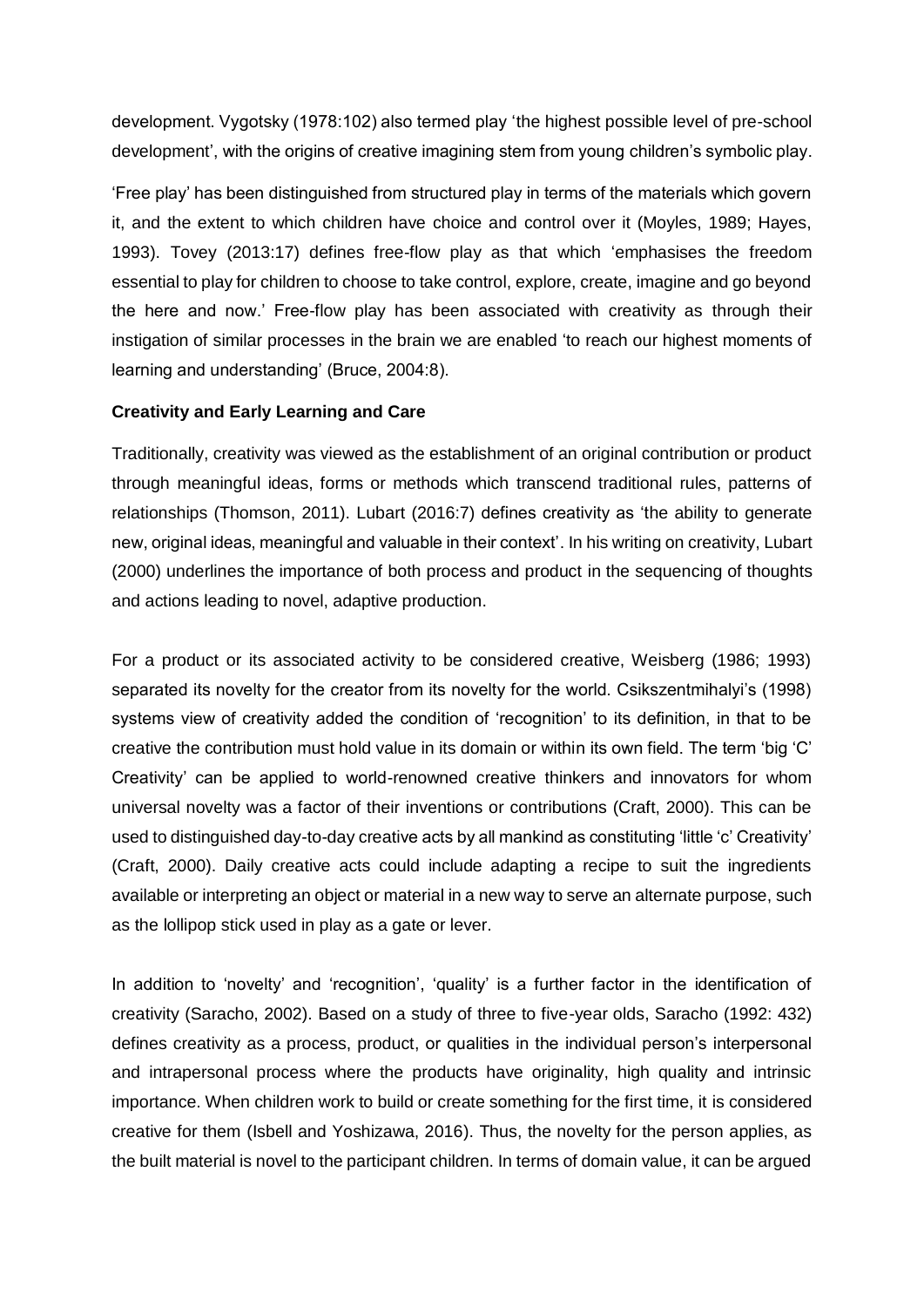development. Vygotsky (1978:102) also termed play 'the highest possible level of pre-school development', with the origins of creative imagining stem from young children's symbolic play.

'Free play' has been distinguished from structured play in terms of the materials which govern it, and the extent to which children have choice and control over it (Moyles, 1989; Hayes, 1993). Tovey (2013:17) defines free-flow play as that which 'emphasises the freedom essential to play for children to choose to take control, explore, create, imagine and go beyond the here and now.' Free-flow play has been associated with creativity as through their instigation of similar processes in the brain we are enabled 'to reach our highest moments of learning and understanding' (Bruce, 2004:8).

**Creativity and Early Learning and Care**

Traditionally, creativity was viewed as the establishment of an original contribution or product through meaningful ideas, forms or methods which transcend traditional rules, patterns of relationships (Thomson, 2011). Lubart (2016:7) defines creativity as 'the ability to generate new, original ideas, meaningful and valuable in their context'. In his writing on creativity, Lubart (2000) underlines the importance of both process and product in the sequencing of thoughts and actions leading to novel, adaptive production.

For a product or its associated activity to be considered creative, Weisberg (1986; 1993) separated its novelty for the creator from its novelty for the world. Csikszentmihalyi's (1998) systems view of creativity added the condition of 'recognition' to its definition, in that to be creative the contribution must hold value in its domain or within its own field. The term 'big 'C' Creativity' can be applied to world-renowned creative thinkers and innovators for whom universal novelty was a factor of their inventions or contributions (Craft, 2000). This can be used to distinguished day-to-day creative acts by all mankind as constituting 'little 'c' Creativity' (Craft, 2000). Daily creative acts could include adapting a recipe to suit the ingredients available or interpreting an object or material in a new way to serve an alternate purpose, such as the lollipop stick used in play as a gate or lever.

In addition to 'novelty' and 'recognition', 'quality' is a further factor in the identification of creativity (Saracho, 2002). Based on a study of three to five-year olds, Saracho (1992: 432) defines creativity as a process, product, or qualities in the individual person's interpersonal and intrapersonal process where the products have originality, high quality and intrinsic importance. When children work to build or create something for the first time, it is considered creative for them (Isbell and Yoshizawa, 2016). Thus, the novelty for the person applies, as the built material is novel to the participant children. In terms of domain value, it can be argued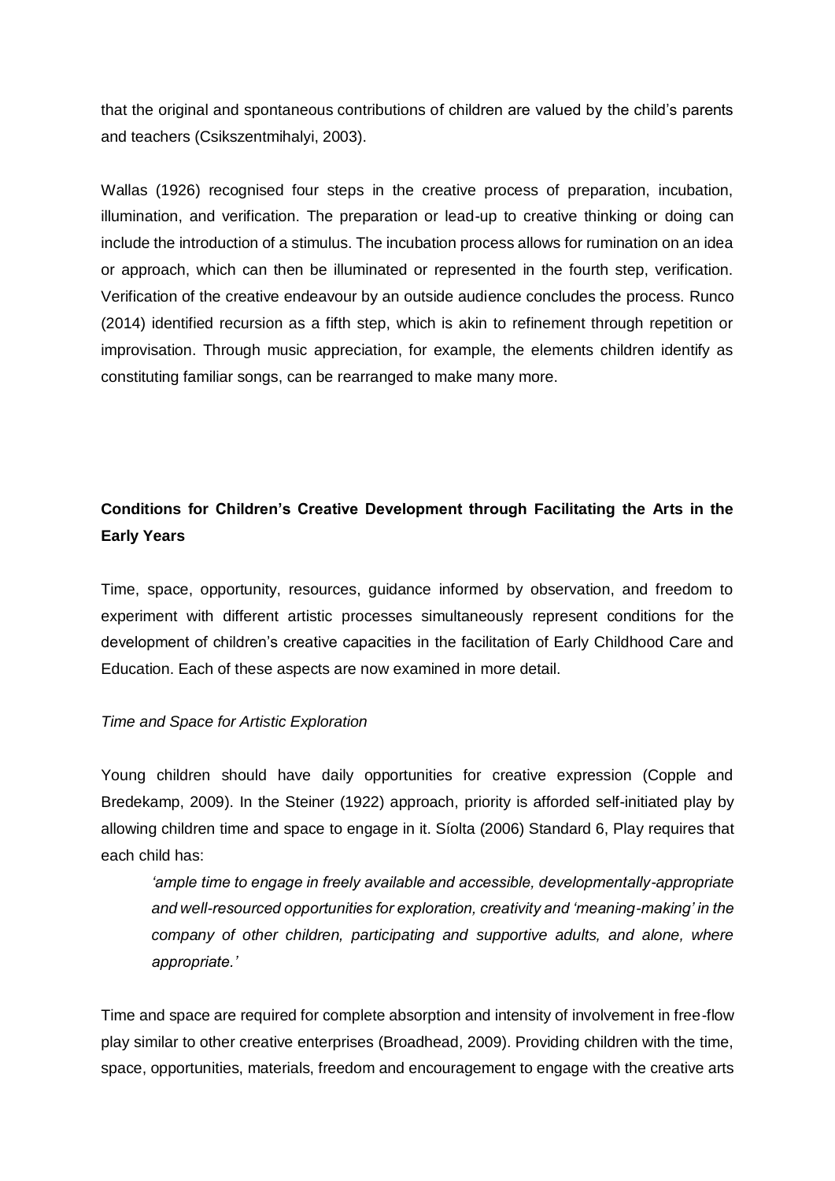that the original and spontaneous contributions of children are valued by the child's parents and teachers (Csikszentmihalyi, 2003).

Wallas (1926) recognised four steps in the creative process of preparation, incubation, illumination, and verification. The preparation or lead-up to creative thinking or doing can include the introduction of a stimulus. The incubation process allows for rumination on an idea or approach, which can then be illuminated or represented in the fourth step, verification. Verification of the creative endeavour by an outside audience concludes the process. Runco (2014) identified recursion as a fifth step, which is akin to refinement through repetition or improvisation. Through music appreciation, for example, the elements children identify as constituting familiar songs, can be rearranged to make many more.

## Conditions for Children's Creative Development through Facilitating the Arts in the Early Years

Time, space, opportunity, resources, guidance informed by observation, and freedom to experiment with different artistic processes simultaneously represent conditions for the development of children's creative capacities in the facilitation of Early Childhood Care and Education. Each of these aspects are now examined in more detail.

### *Time and Space for Artistic Exploration*

Young children should have daily opportunities for creative expression (Copple and Bredekamp, 2009). In the Steiner (1922) approach, priority is afforded self-initiated play by allowing children time and space to engage in it. Síolta (2006) Standard 6, Play requires that each child has:

> *'ample time to engage in freely available and accessible, developmentally-appropriate and well-resourced opportunities for exploration, creativity and 'meaning-making' in the company of other children, participating and supportive adults, and alone, where appropriate.'*

Time and space are required for complete absorption and intensity of involvement in free-flow play similar to other creative enterprises (Broadhead, 2009). Providing children with the time, space, opportunities, materials, freedom and encouragement to engage with the creative arts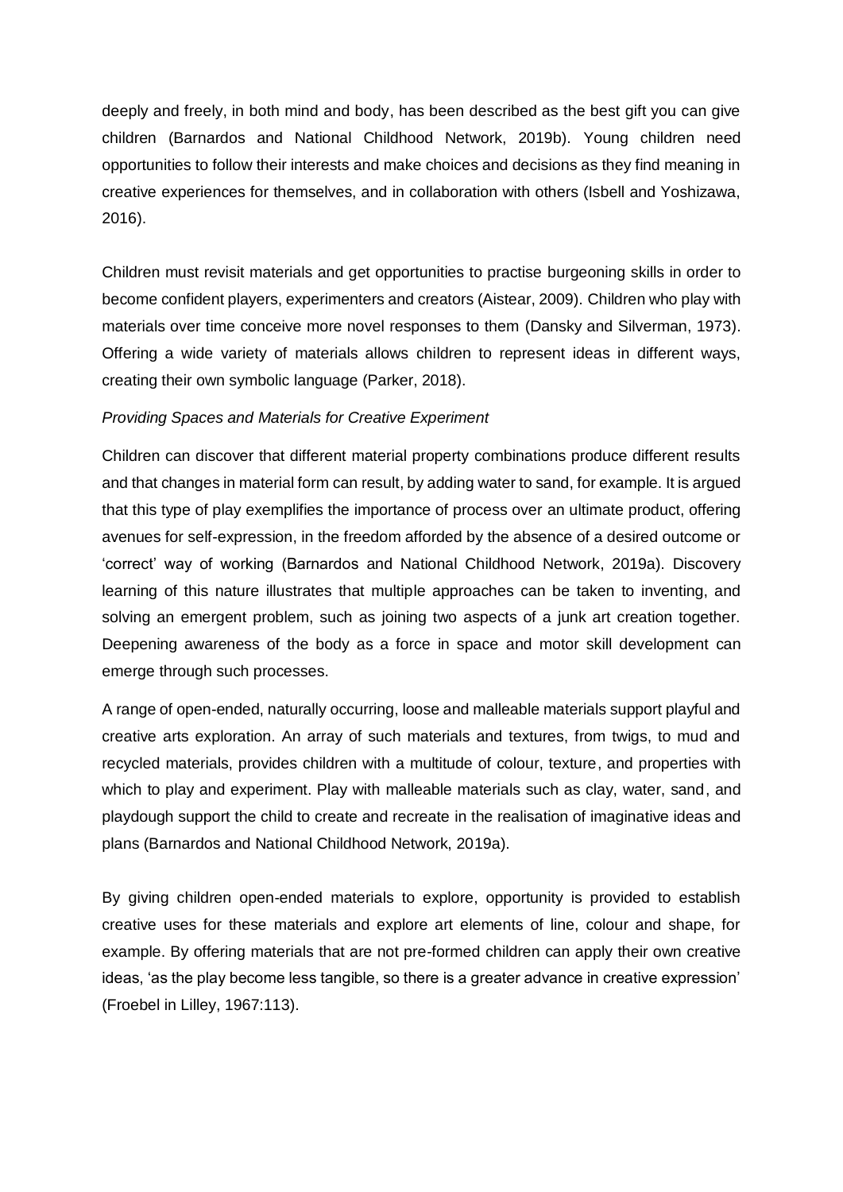deeply and freely, in both mind and body, has been described as the best gift you can give children (Barnardos and National Childhood Network, 2019b). Young children need opportunities to follow their interests and make choices and decisions as they find meaning in creative experiences for themselves, and in collaboration with others (Isbell and Yoshizawa, 2016).

Children must revisit materials and get opportunities to practise burgeoning skills in order to become confident players, experimenters and creators (Aistear, 2009). Children who play with materials over time conceive more novel responses to them (Dansky and Silverman, 1973). Offering a wide variety of materials allows children to represent ideas in different ways, creating their own symbolic language (Parker, 2018).

*Providing Spaces and Materials for Creative Experiment*

Children can discover that different material property combinations produce different results and that changes in material form can result, by adding water to sand, for example. It is argued that this type of play exemplifies the importance of process over an ultimate product, offering avenues for self-expression, in the freedom afforded by the absence of a desired outcome or 'correct' way of working (Barnardos and National Childhood Network, 2019a). Discovery learning of this nature illustrates that multiple approaches can be taken to inventing, and solving an emergent problem, such as joining two aspects of a junk art creation together. Deepening awareness of the body as a force in space and motor skill development can emerge through such processes.

A range of open-ended, naturally occurring, loose and malleable materials support playful and creative arts exploration. An array of such materials and textures, from twigs, to mud and recycled materials, provides children with a multitude of colour, texture, and properties with which to play and experiment. Play with malleable materials such as clay, water, sand, and playdough support the child to create and recreate in the realisation of imaginative ideas and plans (Barnardos and National Childhood Network, 2019a).

By giving children open-ended materials to explore, opportunity is provided to establish creative uses for these materials and explore art elements of line, colour and shape, for example. By offering materials that are not pre-formed children can apply their own creative ideas, 'as the play become less tangible, so there is a greater advance in creative expression' (Froebel in Lilley, 1967:113).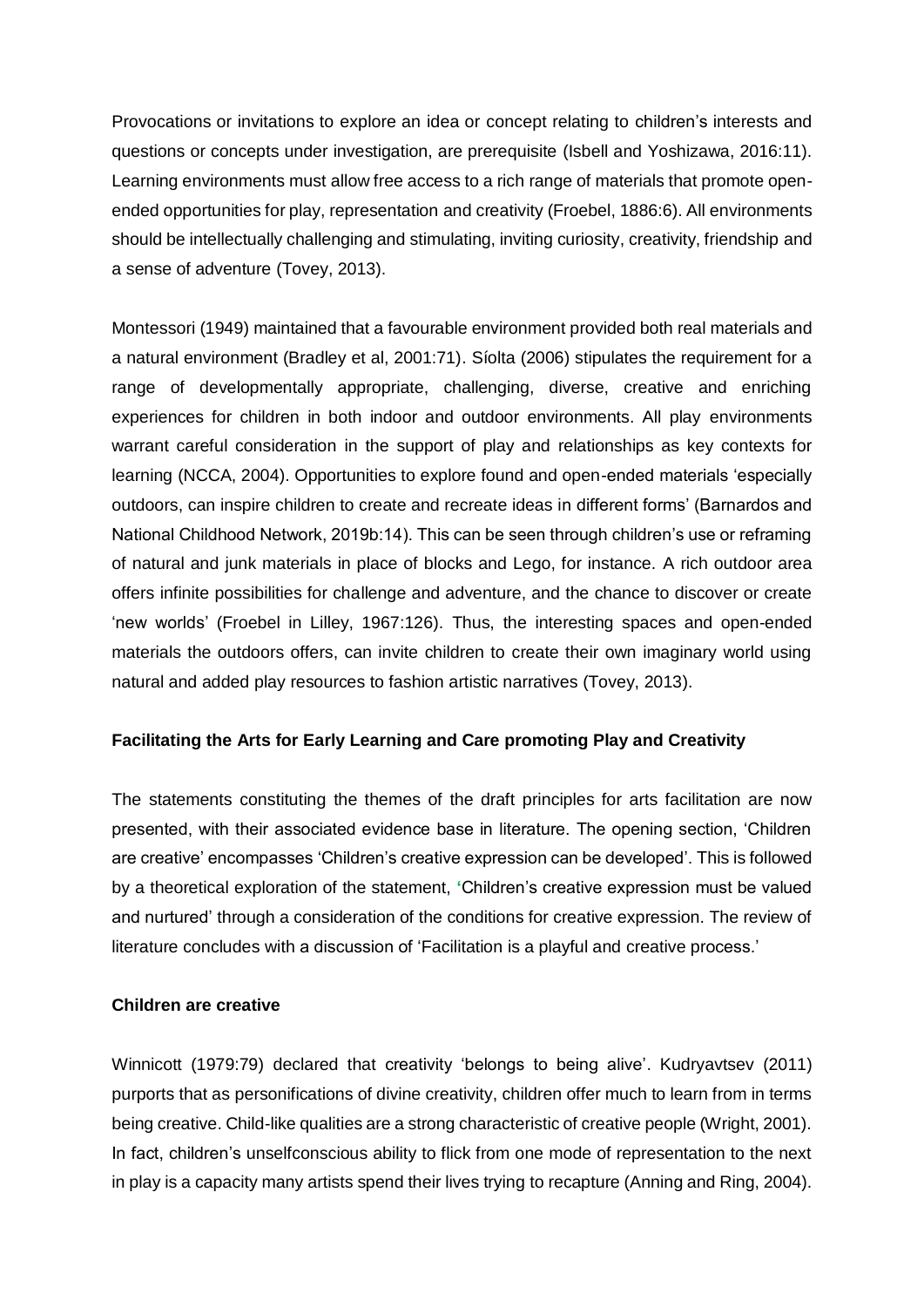Provocations or invitations to explore an idea or concept relating to children's interests and questions or concepts under investigation, are prerequisite (Isbell and Yoshizawa, 2016:11). Learning environments must allow free access to a rich range of materials that promote open-ended opportunities for play, representation and creativity (Froebel, 1886:6). All environments should be intellectually challenging and stimulating, inviting curiosity, creativity, friendship and a sense of adventure (Tovey, 2013).

Montessori (1949) maintained that a favourable environment provided both real materials and a natural environment (Bradley et al, 2001:71). Síolta (2006) stipulates the requirement for a range of developmentally appropriate, challenging, diverse, creative and enriching experiences for children in both indoor and outdoor environments. All play environments warrant careful consideration in the support of play and relationships as key contexts for learning (NCCA, 2004). Opportunities to explore found and open-ended materials 'especially outdoors, can inspire children to create and recreate ideas in different forms' (Barnardos and National Childhood Network, 2019b:14). This can be seen through children's use or reframing of natural and junk materials in place of blocks and Lego, for instance. A rich outdoor area offers infinite possibilities for challenge and adventure, and the chance to discover or create 'new worlds' (Froebel in Lilley, 1967:126). Thus, the interesting spaces and open-ended materials the outdoors offers, can invite children to create their own imaginary world using natural and added play resources to fashion artistic narratives (Tovey, 2013).

**Facilitating the Arts for Early Learning and Care promoting Play and Creativity**

The statements constituting the themes of the draft principles for arts facilitation are now presented, with their associated evidence base in literature. The opening section, 'Children are creative' encompasses 'Children's creative expression can be developed'. This is followed by a theoretical exploration of the statement, 'Children's creative expression must be valued and nurtured' through a consideration of the conditions for creative expression. The review of literature concludes with a discussion of 'Facilitation is a playful and creative process.'

**Children are creative**

Winnicott (1979:79) declared that creativity 'belongs to being alive'. Kudryavtsev (2011) purports that as personifications of divine creativity, children offer much to learn from in terms being creative. Child-like qualities are a strong characteristic of creative people (Wright, 2001). In fact, children's unselfconscious ability to flick from one mode of representation to the next in play is a capacity many artists spend their lives trying to recapture (Anning and Ring, 2004).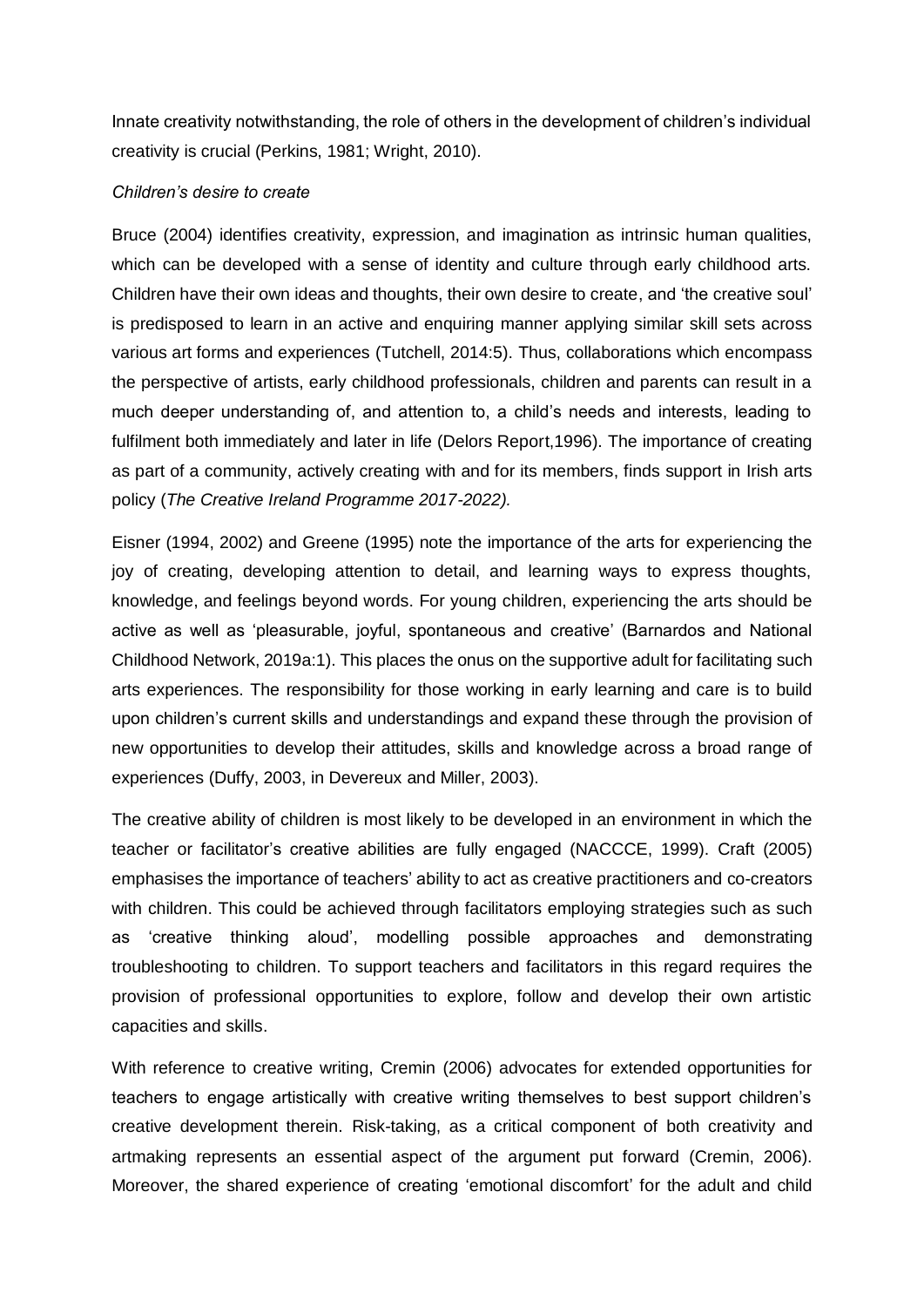Innate creativity notwithstanding, the role of others in the development of children's individual creativity is crucial (Perkins, 1981; Wright, 2010).

*Children's desire to create*

Bruce (2004) identifies creativity, expression, and imagination as intrinsic human qualities, which can be developed with a sense of identity and culture through early childhood arts. Children have their own ideas and thoughts, their own desire to create, and 'the creative soul' is predisposed to learn in an active and enquiring manner applying similar skill sets across various art forms and experiences (Tutchell, 2014:5). Thus, collaborations which encompass the perspective of artists, early childhood professionals, children and parents can result in a much deeper understanding of, and attention to, a child's needs and interests, leading to fulfilment both immediately and later in life (Delors Report,1996). The importance of creating as part of a community, actively creating with and for its members, finds support in Irish arts policy (*The Creative Ireland Programme 2017-2022).*

Eisner (1994, 2002) and Greene (1995) note the importance of the arts for experiencing the joy of creating, developing attention to detail, and learning ways to express thoughts, knowledge, and feelings beyond words. For young children, experiencing the arts should be active as well as 'pleasurable, joyful, spontaneous and creative' (Barnardos and National Childhood Network, 2019a:1). This places the onus on the supportive adult for facilitating such arts experiences. The responsibility for those working in early learning and care is to build upon children's current skills and understandings and expand these through the provision of new opportunities to develop their attitudes, skills and knowledge across a broad range of experiences (Duffy, 2003, in Devereux and Miller, 2003).

The creative ability of children is most likely to be developed in an environment in which the teacher or facilitator's creative abilities are fully engaged (NACCCE, 1999). Craft (2005) emphasises the importance of teachers' ability to act as creative practitioners and co-creators with children. This could be achieved through facilitators employing strategies such as such as 'creative thinking aloud', modelling possible approaches and demonstrating troubleshooting to children. To support teachers and facilitators in this regard requires the provision of professional opportunities to explore, follow and develop their own artistic capacities and skills.

With reference to creative writing, Cremin (2006) advocates for extended opportunities for teachers to engage artistically with creative writing themselves to best support children's creative development therein. Risk-taking, as a critical component of both creativity and artmaking represents an essential aspect of the argument put forward (Cremin, 2006). Moreover, the shared experience of creating 'emotional discomfort' for the adult and child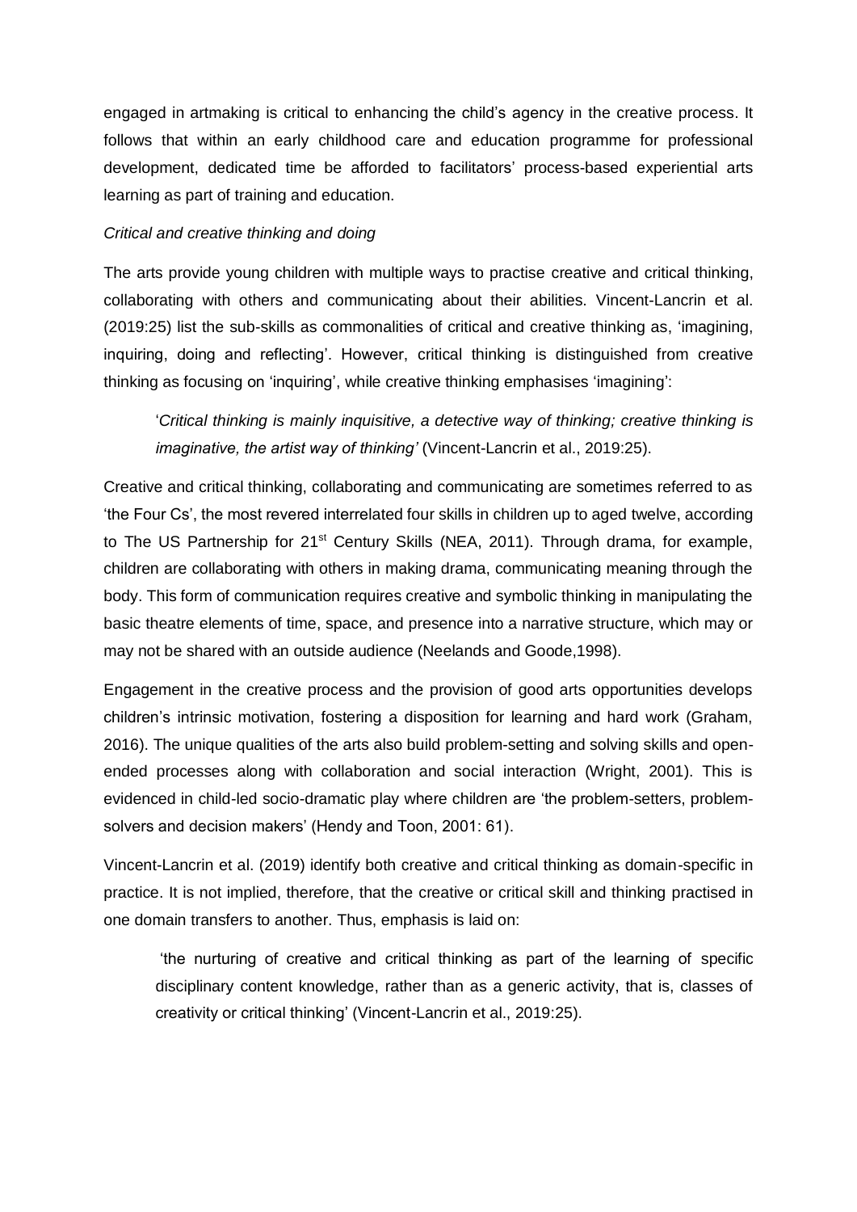engaged in artmaking is critical to enhancing the child's agency in the creative process. It follows that within an early childhood care and education programme for professional development, dedicated time be afforded to facilitators' process-based experiential arts learning as part of training and education.

*Critical and creative thinking and doing*

The arts provide young children with multiple ways to practise creative and critical thinking, collaborating with others and communicating about their abilities. Vincent-Lancrin et al. (2019:25) list the sub-skills as commonalities of critical and creative thinking as, 'imagining, inquiring, doing and reflecting'. However, critical thinking is distinguished from creative thinking as focusing on 'inquiring', while creative thinking emphasises 'imagining':

> '*Critical thinking is mainly inquisitive, a detective way of thinking; creative thinking is imaginative, the artist way of thinking'* (Vincent-Lancrin et al., 2019:25).

Creative and critical thinking, collaborating and communicating are sometimes referred to as 'the Four Cs', the most revered interrelated four skills in children up to aged twelve, according to The US Partnership for 21st Century Skills (NEA, 2011). Through drama, for example, children are collaborating with others in making drama, communicating meaning through the body. This form of communication requires creative and symbolic thinking in manipulating the basic theatre elements of time, space, and presence into a narrative structure, which may or may not be shared with an outside audience (Neelands and Goode,1998).

Engagement in the creative process and the provision of good arts opportunities develops children's intrinsic motivation, fostering a disposition for learning and hard work (Graham, 2016). The unique qualities of the arts also build problem-setting and solving skills and open-ended processes along with collaboration and social interaction (Wright, 2001). This is evidenced in child-led socio-dramatic play where children are 'the problem-setters, problem-solvers and decision makers' (Hendy and Toon, 2001: 61).

Vincent-Lancrin et al. (2019) identify both creative and critical thinking as domain-specific in practice. It is not implied, therefore, that the creative or critical skill and thinking practised in one domain transfers to another. Thus, emphasis is laid on:

> 'the nurturing of creative and critical thinking as part of the learning of specific disciplinary content knowledge, rather than as a generic activity, that is, classes of creativity or critical thinking' (Vincent-Lancrin et al., 2019:25).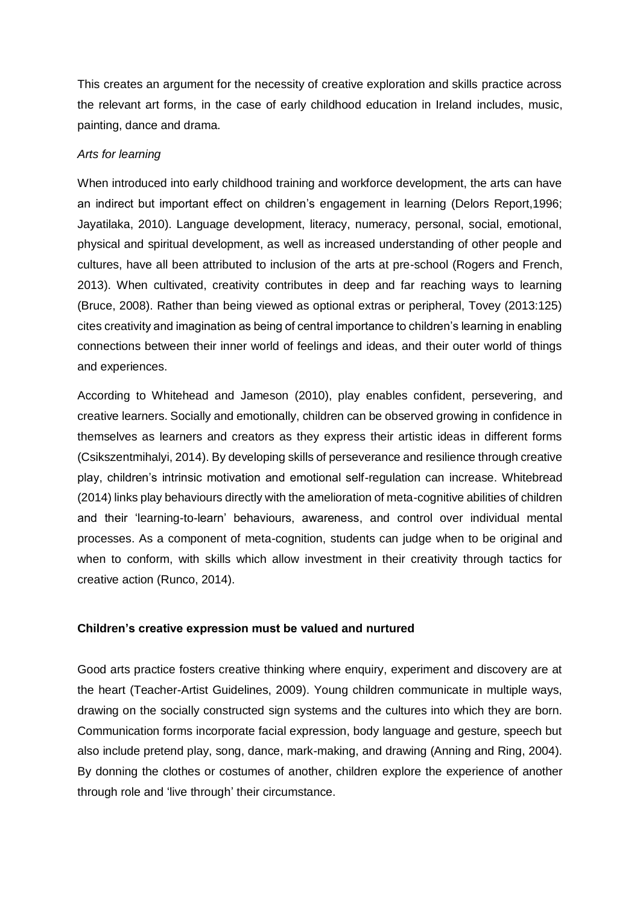This creates an argument for the necessity of creative exploration and skills practice across the relevant art forms, in the case of early childhood education in Ireland includes, music, painting, dance and drama.

*Arts for learning*

When introduced into early childhood training and workforce development, the arts can have an indirect but important effect on children's engagement in learning (Delors Report,1996; Jayatilaka, 2010). Language development, literacy, numeracy, personal, social, emotional, physical and spiritual development, as well as increased understanding of other people and cultures, have all been attributed to inclusion of the arts at pre-school (Rogers and French, 2013). When cultivated, creativity contributes in deep and far reaching ways to learning (Bruce, 2008). Rather than being viewed as optional extras or peripheral, Tovey (2013:125) cites creativity and imagination as being of central importance to children's learning in enabling connections between their inner world of feelings and ideas, and their outer world of things and experiences.

According to Whitehead and Jameson (2010), play enables confident, persevering, and creative learners. Socially and emotionally, children can be observed growing in confidence in themselves as learners and creators as they express their artistic ideas in different forms (Csikszentmihalyi, 2014). By developing skills of perseverance and resilience through creative play, children's intrinsic motivation and emotional self-regulation can increase. Whitebread (2014) links play behaviours directly with the amelioration of meta-cognitive abilities of children and their 'learning-to-learn' behaviours, awareness, and control over individual mental processes. As a component of meta-cognition, students can judge when to be original and when to conform, with skills which allow investment in their creativity through tactics for creative action (Runco, 2014).

**Children's creative expression must be valued and nurtured**

Good arts practice fosters creative thinking where enquiry, experiment and discovery are at the heart (Teacher-Artist Guidelines, 2009). Young children communicate in multiple ways, drawing on the socially constructed sign systems and the cultures into which they are born. Communication forms incorporate facial expression, body language and gesture, speech but also include pretend play, song, dance, mark-making, and drawing (Anning and Ring, 2004). By donning the clothes or costumes of another, children explore the experience of another through role and 'live through' their circumstance.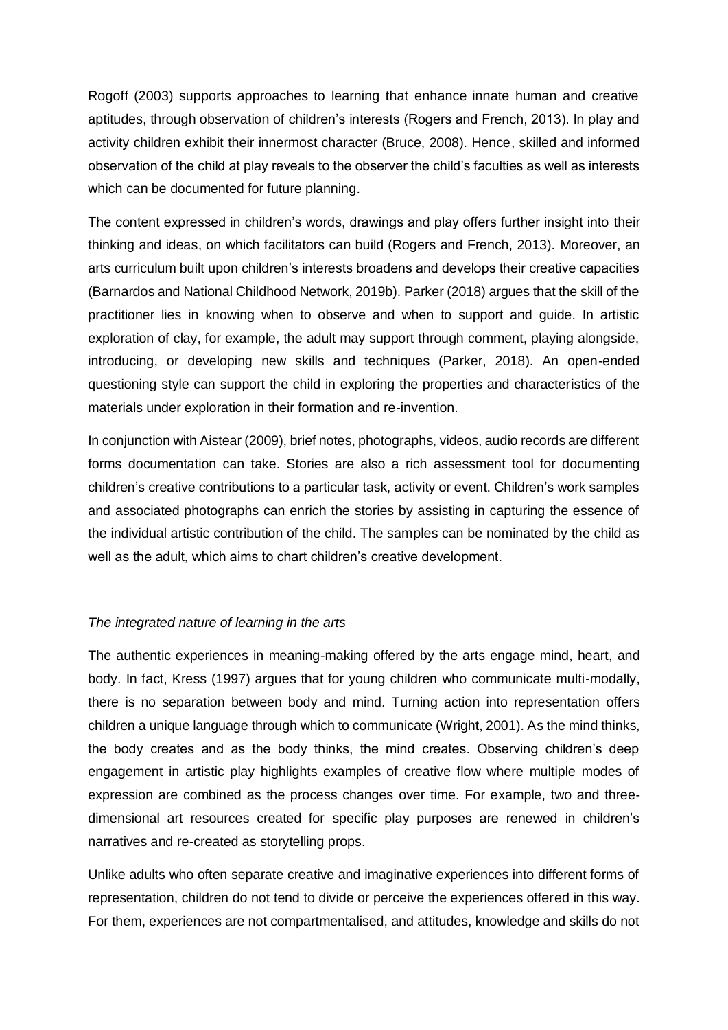Rogoff (2003) supports approaches to learning that enhance innate human and creative aptitudes, through observation of children's interests (Rogers and French, 2013). In play and activity children exhibit their innermost character (Bruce, 2008). Hence, skilled and informed observation of the child at play reveals to the observer the child's faculties as well as interests which can be documented for future planning.

The content expressed in children's words, drawings and play offers further insight into their thinking and ideas, on which facilitators can build (Rogers and French, 2013). Moreover, an arts curriculum built upon children's interests broadens and develops their creative capacities (Barnardos and National Childhood Network, 2019b). Parker (2018) argues that the skill of the practitioner lies in knowing when to observe and when to support and guide. In artistic exploration of clay, for example, the adult may support through comment, playing alongside, introducing, or developing new skills and techniques (Parker, 2018). An open-ended questioning style can support the child in exploring the properties and characteristics of the materials under exploration in their formation and re-invention.

In conjunction with Aistear (2009), brief notes, photographs, videos, audio records are different forms documentation can take. Stories are also a rich assessment tool for documenting children's creative contributions to a particular task, activity or event. Children's work samples and associated photographs can enrich the stories by assisting in capturing the essence of the individual artistic contribution of the child. The samples can be nominated by the child as well as the adult, which aims to chart children's creative development.

*The integrated nature of learning in the arts*

The authentic experiences in meaning-making offered by the arts engage mind, heart, and body. In fact, Kress (1997) argues that for young children who communicate multi-modally, there is no separation between body and mind. Turning action into representation offers children a unique language through which to communicate (Wright, 2001). As the mind thinks, the body creates and as the body thinks, the mind creates. Observing children's deep engagement in artistic play highlights examples of creative flow where multiple modes of expression are combined as the process changes over time. For example, two and three-dimensional art resources created for specific play purposes are renewed in children's narratives and re-created as storytelling props.

Unlike adults who often separate creative and imaginative experiences into different forms of representation, children do not tend to divide or perceive the experiences offered in this way. For them, experiences are not compartmentalised, and attitudes, knowledge and skills do not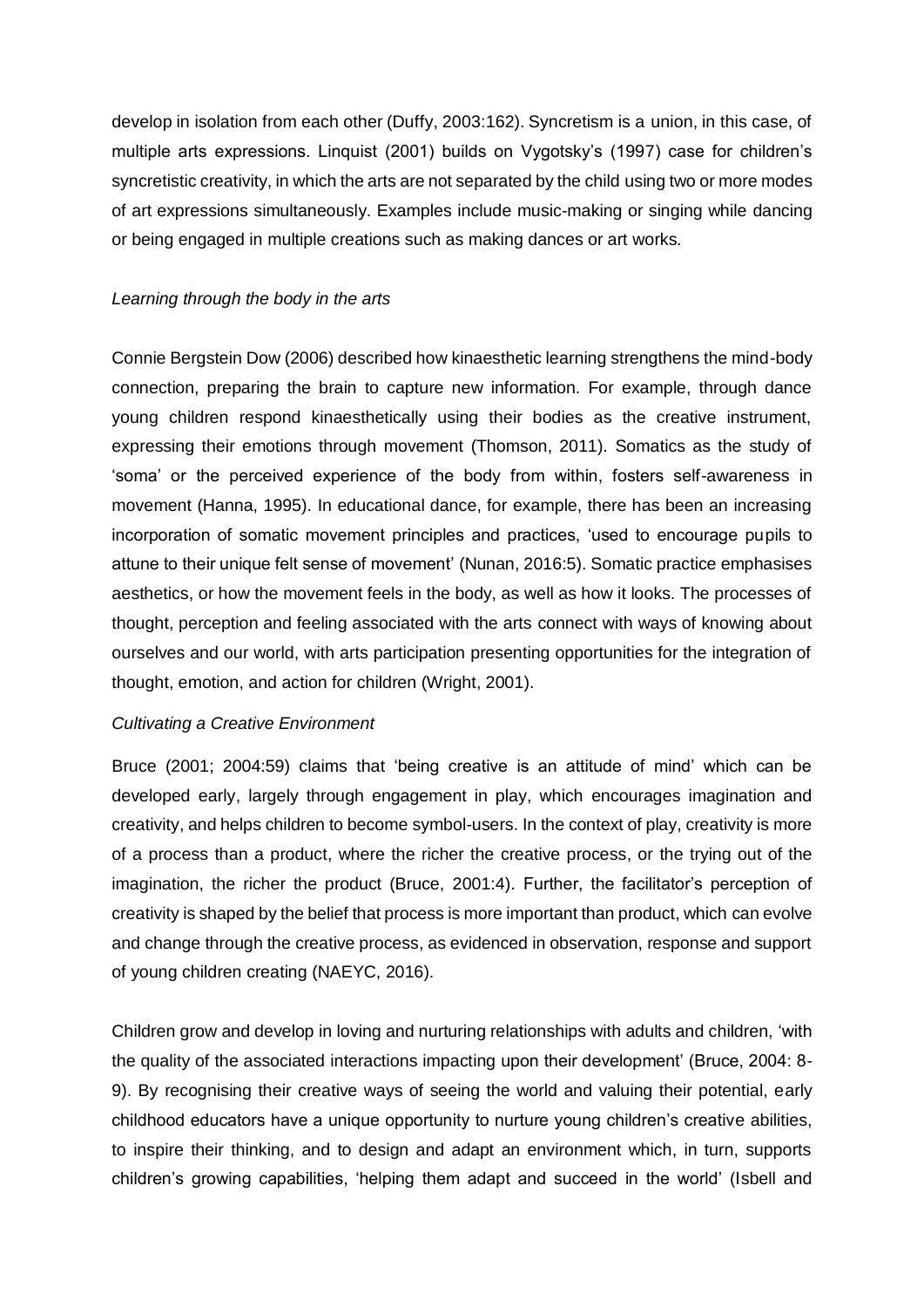develop in isolation from each other (Duffy, 2003:162). Syncretism is a union, in this case, of multiple arts expressions. Linquist (2001) builds on Vygotsky's (1997) case for children's syncretistic creativity, in which the arts are not separated by the child using two or more modes of art expressions simultaneously. Examples include music-making or singing while dancing or being engaged in multiple creations such as making dances or art works.

*Learning through the body in the arts*

Connie Bergstein Dow (2006) described how kinaesthetic learning strengthens the mind-body connection, preparing the brain to capture new information. For example, through dance young children respond kinaesthetically using their bodies as the creative instrument, expressing their emotions through movement (Thomson, 2011). Somatics as the study of 'soma' or the perceived experience of the body from within, fosters self-awareness in movement (Hanna, 1995). In educational dance, for example, there has been an increasing incorporation of somatic movement principles and practices, 'used to encourage pupils to attune to their unique felt sense of movement' (Nunan, 2016:5). Somatic practice emphasises aesthetics, or how the movement feels in the body, as well as how it looks. The processes of thought, perception and feeling associated with the arts connect with ways of knowing about ourselves and our world, with arts participation presenting opportunities for the integration of thought, emotion, and action for children (Wright, 2001).

*Cultivating a Creative Environment*

Bruce (2001; 2004:59) claims that 'being creative is an attitude of mind' which can be developed early, largely through engagement in play, which encourages imagination and creativity, and helps children to become symbol-users. In the context of play, creativity is more of a process than a product, where the richer the creative process, or the trying out of the imagination, the richer the product (Bruce, 2001:4). Further, the facilitator's perception of creativity is shaped by the belief that process is more important than product, which can evolve and change through the creative process, as evidenced in observation, response and support of young children creating (NAEYC, 2016).

Children grow and develop in loving and nurturing relationships with adults and children, 'with the quality of the associated interactions impacting upon their development' (Bruce, 2004: 8-9). By recognising their creative ways of seeing the world and valuing their potential, early childhood educators have a unique opportunity to nurture young children's creative abilities, to inspire their thinking, and to design and adapt an environment which, in turn, supports children's growing capabilities, 'helping them adapt and succeed in the world' (Isbell and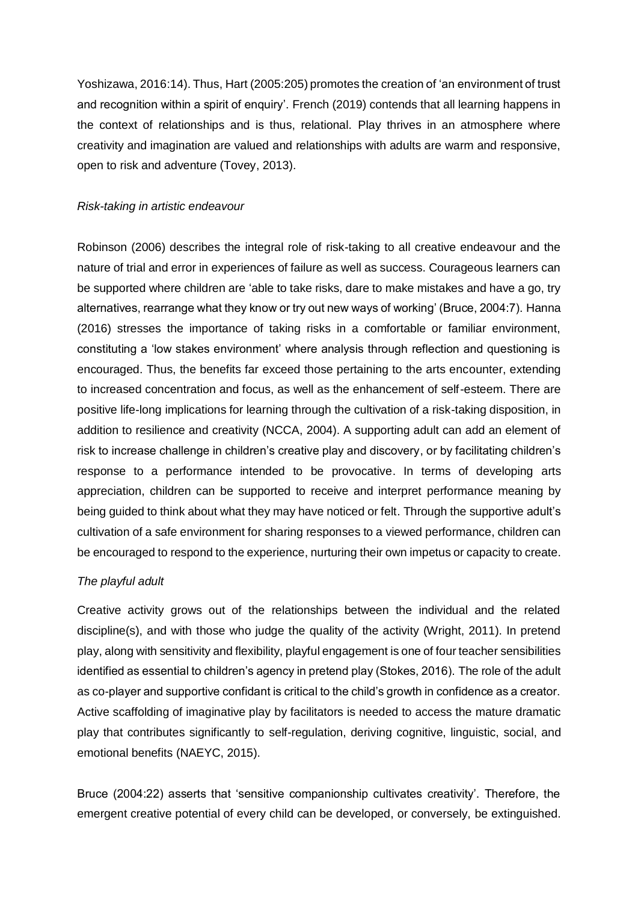Yoshizawa, 2016:14). Thus, Hart (2005:205) promotes the creation of 'an environment of trust and recognition within a spirit of enquiry'. French (2019) contends that all learning happens in the context of relationships and is thus, relational. Play thrives in an atmosphere where creativity and imagination are valued and relationships with adults are warm and responsive, open to risk and adventure (Tovey, 2013).

*Risk-taking in artistic endeavour*

Robinson (2006) describes the integral role of risk-taking to all creative endeavour and the nature of trial and error in experiences of failure as well as success. Courageous learners can be supported where children are 'able to take risks, dare to make mistakes and have a go, try alternatives, rearrange what they know or try out new ways of working' (Bruce, 2004:7). Hanna (2016) stresses the importance of taking risks in a comfortable or familiar environment, constituting a 'low stakes environment' where analysis through reflection and questioning is encouraged. Thus, the benefits far exceed those pertaining to the arts encounter, extending to increased concentration and focus, as well as the enhancement of self-esteem. There are positive life-long implications for learning through the cultivation of a risk-taking disposition, in addition to resilience and creativity (NCCA, 2004). A supporting adult can add an element of risk to increase challenge in children's creative play and discovery, or by facilitating children's response to a performance intended to be provocative. In terms of developing arts appreciation, children can be supported to receive and interpret performance meaning by being guided to think about what they may have noticed or felt. Through the supportive adult's cultivation of a safe environment for sharing responses to a viewed performance, children can be encouraged to respond to the experience, nurturing their own impetus or capacity to create.

*The playful adult*

Creative activity grows out of the relationships between the individual and the related discipline(s), and with those who judge the quality of the activity (Wright, 2011). In pretend play, along with sensitivity and flexibility, playful engagement is one of four teacher sensibilities identified as essential to children's agency in pretend play (Stokes, 2016). The role of the adult as co-player and supportive confidant is critical to the child's growth in confidence as a creator. Active scaffolding of imaginative play by facilitators is needed to access the mature dramatic play that contributes significantly to self-regulation, deriving cognitive, linguistic, social, and emotional benefits (NAEYC, 2015).

Bruce (2004:22) asserts that 'sensitive companionship cultivates creativity'. Therefore, the emergent creative potential of every child can be developed, or conversely, be extinguished.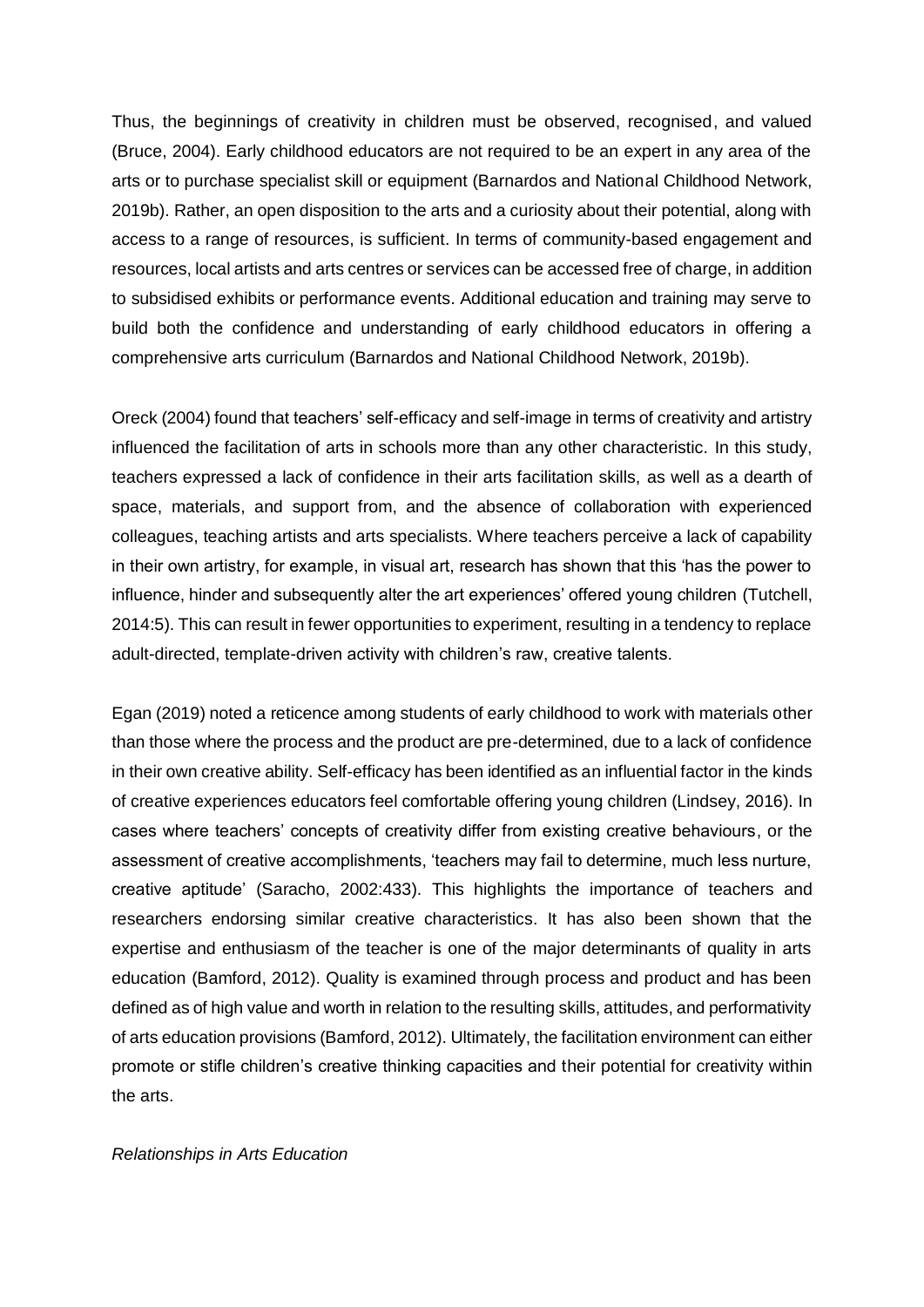Thus, the beginnings of creativity in children must be observed, recognised, and valued (Bruce, 2004). Early childhood educators are not required to be an expert in any area of the arts or to purchase specialist skill or equipment (Barnardos and National Childhood Network, 2019b). Rather, an open disposition to the arts and a curiosity about their potential, along with access to a range of resources, is sufficient. In terms of community-based engagement and resources, local artists and arts centres or services can be accessed free of charge, in addition to subsidised exhibits or performance events. Additional education and training may serve to build both the confidence and understanding of early childhood educators in offering a comprehensive arts curriculum (Barnardos and National Childhood Network, 2019b).

Oreck (2004) found that teachers' self-efficacy and self-image in terms of creativity and artistry influenced the facilitation of arts in schools more than any other characteristic. In this study, teachers expressed a lack of confidence in their arts facilitation skills, as well as a dearth of space, materials, and support from, and the absence of collaboration with experienced colleagues, teaching artists and arts specialists. Where teachers perceive a lack of capability in their own artistry, for example, in visual art, research has shown that this 'has the power to influence, hinder and subsequently alter the art experiences' offered young children (Tutchell, 2014:5). This can result in fewer opportunities to experiment, resulting in a tendency to replace adult-directed, template-driven activity with children's raw, creative talents.

Egan (2019) noted a reticence among students of early childhood to work with materials other than those where the process and the product are pre-determined, due to a lack of confidence in their own creative ability. Self-efficacy has been identified as an influential factor in the kinds of creative experiences educators feel comfortable offering young children (Lindsey, 2016). In cases where teachers' concepts of creativity differ from existing creative behaviours, or the assessment of creative accomplishments, 'teachers may fail to determine, much less nurture, creative aptitude' (Saracho, 2002:433). This highlights the importance of teachers and researchers endorsing similar creative characteristics. It has also been shown that the expertise and enthusiasm of the teacher is one of the major determinants of quality in arts education (Bamford, 2012). Quality is examined through process and product and has been defined as of high value and worth in relation to the resulting skills, attitudes, and performativity of arts education provisions (Bamford, 2012). Ultimately, the facilitation environment can either promote or stifle children's creative thinking capacities and their potential for creativity within the arts.

*Relationships in Arts Education*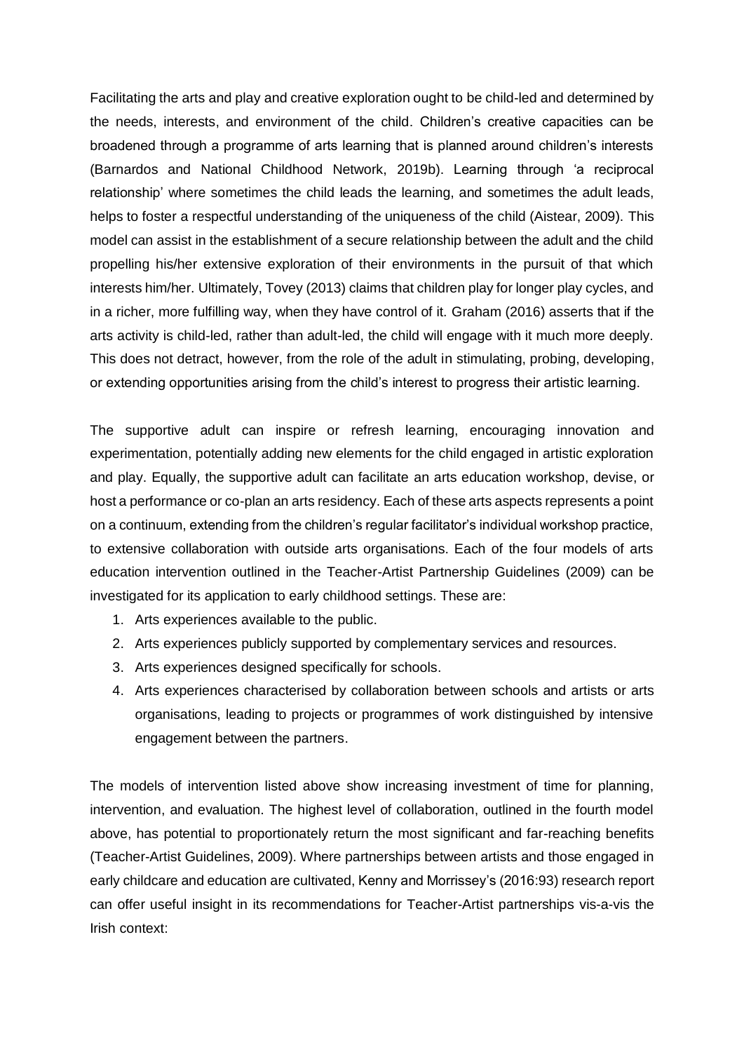Facilitating the arts and play and creative exploration ought to be child-led and determined by the needs, interests, and environment of the child. Children's creative capacities can be broadened through a programme of arts learning that is planned around children's interests (Barnardos and National Childhood Network, 2019b). Learning through 'a reciprocal relationship' where sometimes the child leads the learning, and sometimes the adult leads, helps to foster a respectful understanding of the uniqueness of the child (Aistear, 2009). This model can assist in the establishment of a secure relationship between the adult and the child propelling his/her extensive exploration of their environments in the pursuit of that which interests him/her. Ultimately, Tovey (2013) claims that children play for longer play cycles, and in a richer, more fulfilling way, when they have control of it. Graham (2016) asserts that if the arts activity is child-led, rather than adult-led, the child will engage with it much more deeply. This does not detract, however, from the role of the adult in stimulating, probing, developing, or extending opportunities arising from the child's interest to progress their artistic learning.

The supportive adult can inspire or refresh learning, encouraging innovation and experimentation, potentially adding new elements for the child engaged in artistic exploration and play. Equally, the supportive adult can facilitate an arts education workshop, devise, or host a performance or co-plan an arts residency. Each of these arts aspects represents a point on a continuum, extending from the children's regular facilitator's individual workshop practice, to extensive collaboration with outside arts organisations. Each of the four models of arts education intervention outlined in the Teacher-Artist Partnership Guidelines (2009) can be investigated for its application to early childhood settings. These are:

1. Arts experiences available to the public.
2. Arts experiences publicly supported by complementary services and resources.
3. Arts experiences designed specifically for schools.
4. Arts experiences characterised by collaboration between schools and artists or arts organisations, leading to projects or programmes of work distinguished by intensive engagement between the partners.

The models of intervention listed above show increasing investment of time for planning, intervention, and evaluation. The highest level of collaboration, outlined in the fourth model above, has potential to proportionately return the most significant and far-reaching benefits (Teacher-Artist Guidelines, 2009). Where partnerships between artists and those engaged in early childcare and education are cultivated, Kenny and Morrissey's (2016:93) research report can offer useful insight in its recommendations for Teacher-Artist partnerships vis-a-vis the Irish context: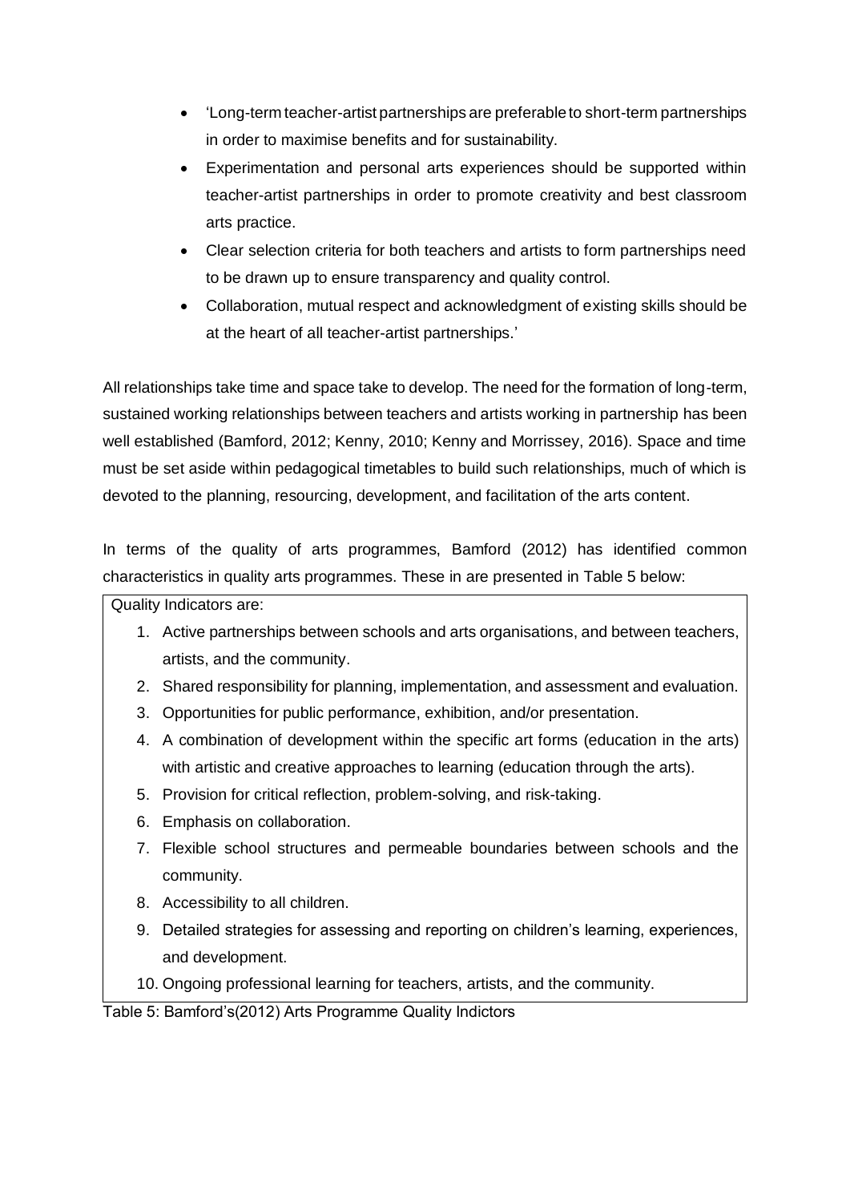- 'Long-term teacher-artist partnerships are preferable to short-term partnerships in order to maximise benefits and for sustainability.
- Experimentation and personal arts experiences should be supported within teacher-artist partnerships in order to promote creativity and best classroom arts practice.
- Clear selection criteria for both teachers and artists to form partnerships need to be drawn up to ensure transparency and quality control.
- Collaboration, mutual respect and acknowledgment of existing skills should be at the heart of all teacher-artist partnerships.'

All relationships take time and space take to develop. The need for the formation of long-term, sustained working relationships between teachers and artists working in partnership has been well established (Bamford, 2012; Kenny, 2010; Kenny and Morrissey, 2016). Space and time must be set aside within pedagogical timetables to build such relationships, much of which is devoted to the planning, resourcing, development, and facilitation of the arts content.

In terms of the quality of arts programmes, Bamford (2012) has identified common characteristics in quality arts programmes. These in are presented in Table 5 below:

Quality Indicators are:

1. Active partnerships between schools and arts organisations, and between teachers, artists, and the community.
2. Shared responsibility for planning, implementation, and assessment and evaluation.
3. Opportunities for public performance, exhibition, and/or presentation.
4. A combination of development within the specific art forms (education in the arts) with artistic and creative approaches to learning (education through the arts).
5. Provision for critical reflection, problem-solving, and risk-taking.
6. Emphasis on collaboration.
7. Flexible school structures and permeable boundaries between schools and the community.
8. Accessibility to all children.
9. Detailed strategies for assessing and reporting on children's learning, experiences, and development.
10. Ongoing professional learning for teachers, artists, and the community.

Table 5: Bamford's(2012) Arts Programme Quality Indictors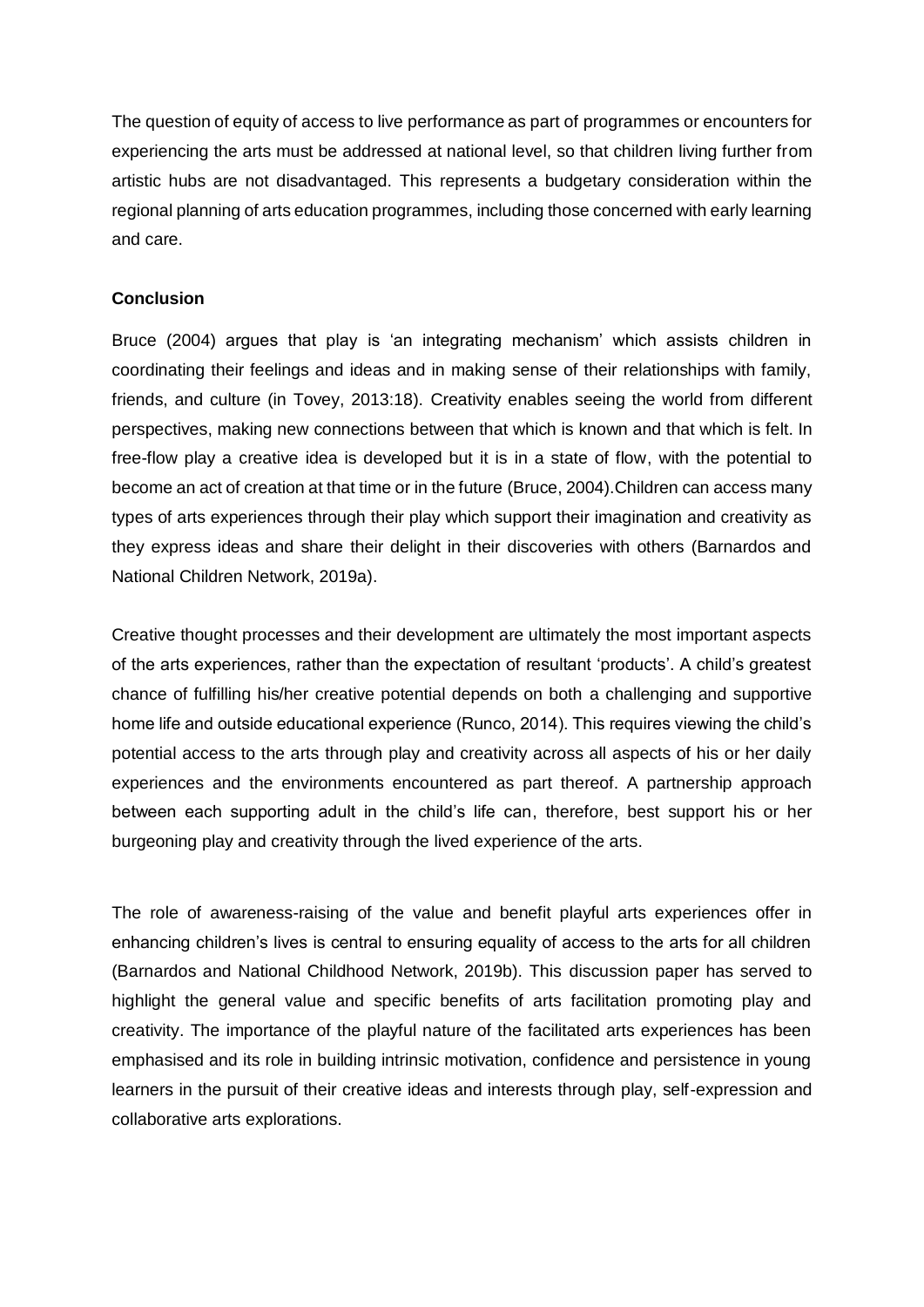The question of equity of access to live performance as part of programmes or encounters for experiencing the arts must be addressed at national level, so that children living further from artistic hubs are not disadvantaged. This represents a budgetary consideration within the regional planning of arts education programmes, including those concerned with early learning and care.

**Conclusion**

Bruce (2004) argues that play is 'an integrating mechanism' which assists children in coordinating their feelings and ideas and in making sense of their relationships with family, friends, and culture (in Tovey, 2013:18). Creativity enables seeing the world from different perspectives, making new connections between that which is known and that which is felt. In free-flow play a creative idea is developed but it is in a state of flow, with the potential to become an act of creation at that time or in the future (Bruce, 2004).Children can access many types of arts experiences through their play which support their imagination and creativity as they express ideas and share their delight in their discoveries with others (Barnardos and National Children Network, 2019a).

Creative thought processes and their development are ultimately the most important aspects of the arts experiences, rather than the expectation of resultant 'products'. A child's greatest chance of fulfilling his/her creative potential depends on both a challenging and supportive home life and outside educational experience (Runco, 2014). This requires viewing the child's potential access to the arts through play and creativity across all aspects of his or her daily experiences and the environments encountered as part thereof. A partnership approach between each supporting adult in the child's life can, therefore, best support his or her burgeoning play and creativity through the lived experience of the arts.

The role of awareness-raising of the value and benefit playful arts experiences offer in enhancing children's lives is central to ensuring equality of access to the arts for all children (Barnardos and National Childhood Network, 2019b). This discussion paper has served to highlight the general value and specific benefits of arts facilitation promoting play and creativity. The importance of the playful nature of the facilitated arts experiences has been emphasised and its role in building intrinsic motivation, confidence and persistence in young learners in the pursuit of their creative ideas and interests through play, self-expression and collaborative arts explorations.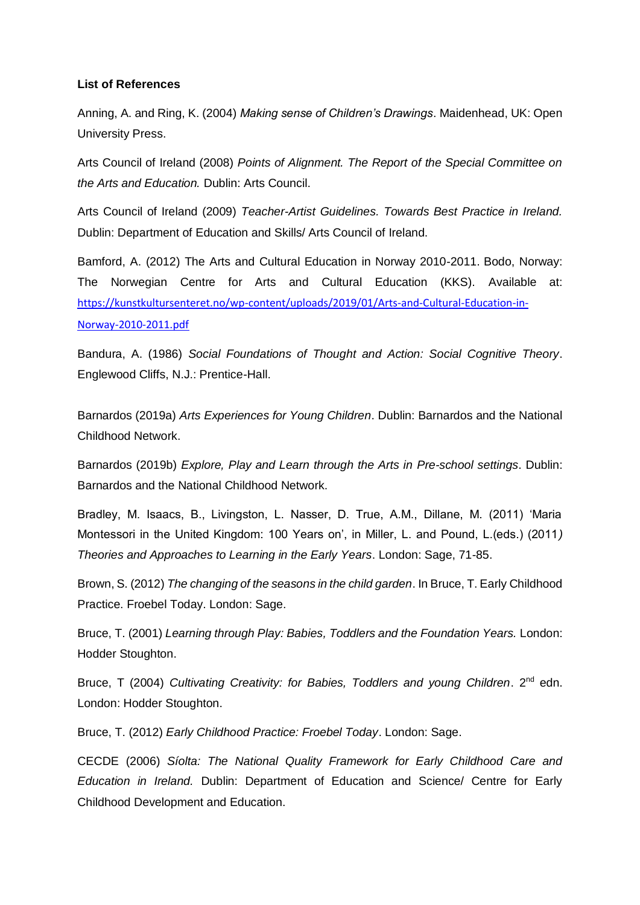**List of References**

Anning, A. and Ring, K. (2004) *Making sense of Children's Drawings*. Maidenhead, UK: Open University Press.

Arts Council of Ireland (2008) *Points of Alignment. The Report of the Special Committee on the Arts and Education.* Dublin: Arts Council.

Arts Council of Ireland (2009) *Teacher-Artist Guidelines. Towards Best Practice in Ireland.* Dublin: Department of Education and Skills/ Arts Council of Ireland.

Bamford, A. (2012) The Arts and Cultural Education in Norway 2010-2011. Bodo, Norway: The Norwegian Centre for Arts and Cultural Education (KKS). Available at: https://kunstkultursenteret.no/wp-content/uploads/2019/01/Arts-and-Cultural-Education-in-Norway-2010-2011.pdf

Bandura, A. (1986) *Social Foundations of Thought and Action: Social Cognitive Theory*. Englewood Cliffs, N.J.: Prentice-Hall.

Barnardos (2019a) *Arts Experiences for Young Children*. Dublin: Barnardos and the National Childhood Network.

Barnardos (2019b) *Explore, Play and Learn through the Arts in Pre-school settings*. Dublin: Barnardos and the National Childhood Network.

Bradley, M. Isaacs, B., Livingston, L. Nasser, D. True, A.M., Dillane, M. (2011) 'Maria Montessori in the United Kingdom: 100 Years on', in Miller, L. and Pound, L.(eds.) (2011*) Theories and Approaches to Learning in the Early Years*. London: Sage, 71-85.

Brown, S. (2012) *The changing of the seasons in the child garden*. In Bruce, T. Early Childhood Practice. Froebel Today. London: Sage.

Bruce, T. (2001) *Learning through Play: Babies, Toddlers and the Foundation Years.* London: Hodder Stoughton.

Bruce, T (2004) *Cultivating Creativity: for Babies, Toddlers and young Children*. 2nd edn. London: Hodder Stoughton.

Bruce, T. (2012) *Early Childhood Practice: Froebel Today*. London: Sage.

CECDE (2006) *Síolta: The National Quality Framework for Early Childhood Care and Education in Ireland.* Dublin: Department of Education and Science/ Centre for Early Childhood Development and Education.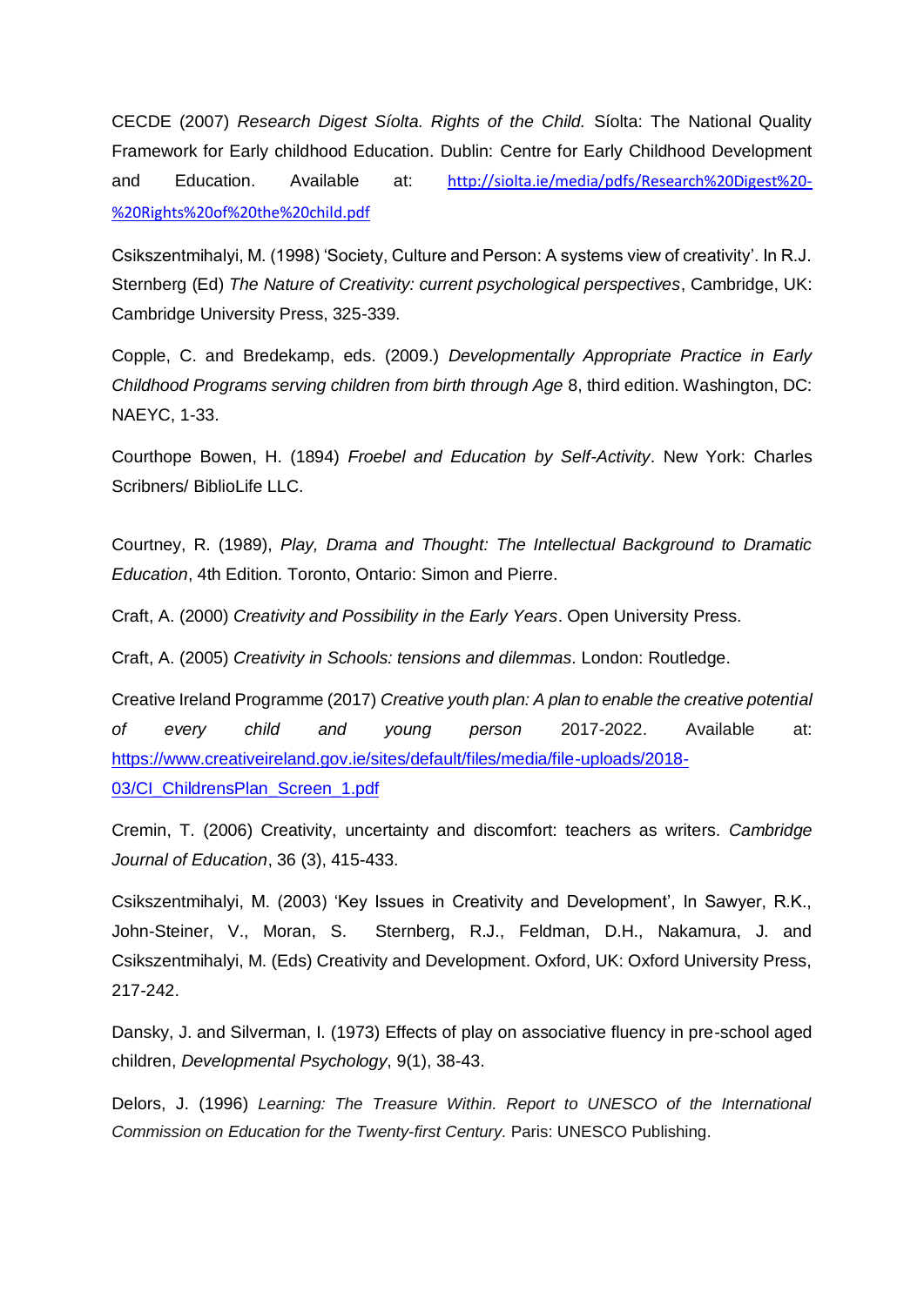CECDE (2007) *Research Digest Síolta. Rights of the Child.* Síolta: The National Quality Framework for Early childhood Education. Dublin: Centre for Early Childhood Development and Education. Available at: http://siolta.ie/media/pdfs/Research%20Digest%20-%20Rights%20of%20the%20child.pdf

Csikszentmihalyi, M. (1998) 'Society, Culture and Person: A systems view of creativity'. In R.J. Sternberg (Ed) *The Nature of Creativity: current psychological perspectives*, Cambridge, UK: Cambridge University Press, 325-339.

Copple, C. and Bredekamp, eds. (2009.) *Developmentally Appropriate Practice in Early Childhood Programs serving children from birth through Age* 8, third edition. Washington, DC: NAEYC, 1-33.

Courthope Bowen, H. (1894) *Froebel and Education by Self-Activity*. New York: Charles Scribners/ BiblioLife LLC.

Courtney, R. (1989), *Play, Drama and Thought: The Intellectual Background to Dramatic Education*, 4th Edition. Toronto, Ontario: Simon and Pierre.

Craft, A. (2000) *Creativity and Possibility in the Early Years*. Open University Press.

Craft, A. (2005) *Creativity in Schools: tensions and dilemmas*. London: Routledge.

Creative Ireland Programme (2017) *Creative youth plan: A plan to enable the creative potential of every child and young person* 2017-2022. Available at: https://www.creativeireland.gov.ie/sites/default/files/media/file-uploads/2018-03/CI_ChildrensPlan_Screen_1.pdf

Cremin, T. (2006) Creativity, uncertainty and discomfort: teachers as writers. *Cambridge Journal of Education*, 36 (3), 415-433.

Csikszentmihalyi, M. (2003) 'Key Issues in Creativity and Development', In Sawyer, R.K., John-Steiner, V., Moran, S. Sternberg, R.J., Feldman, D.H., Nakamura, J. and Csikszentmihalyi, M. (Eds) Creativity and Development. Oxford, UK: Oxford University Press, 217-242.

Dansky, J. and Silverman, I. (1973) Effects of play on associative fluency in pre-school aged children, *Developmental Psychology*, 9(1), 38-43.

Delors, J. (1996) *Learning: The Treasure Within. Report to UNESCO of the International Commission on Education for the Twenty-first Century.* Paris: UNESCO Publishing.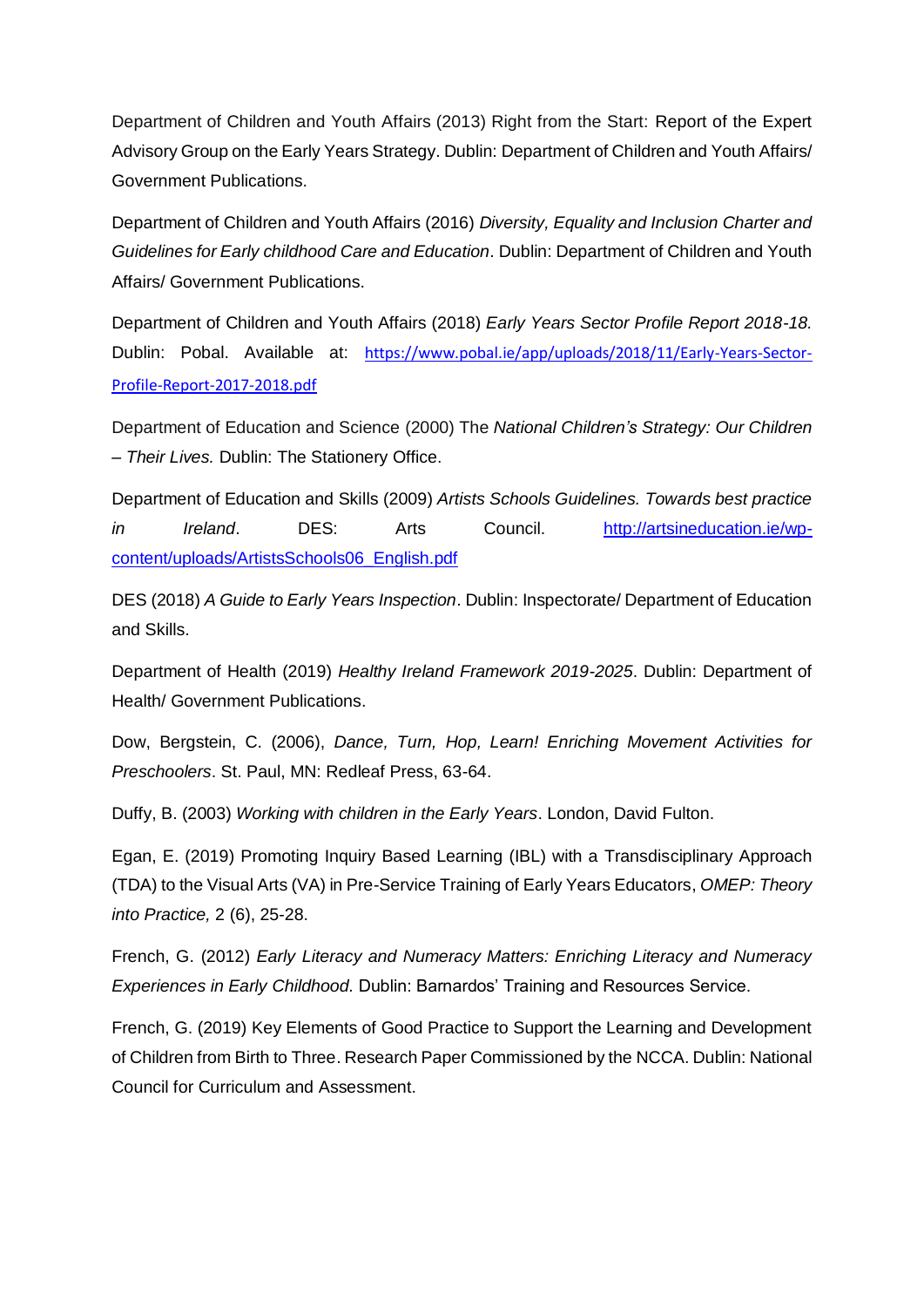Department of Children and Youth Affairs (2013) Right from the Start: Report of the Expert Advisory Group on the Early Years Strategy. Dublin: Department of Children and Youth Affairs/ Government Publications.

Department of Children and Youth Affairs (2016) *Diversity, Equality and Inclusion Charter and Guidelines for Early childhood Care and Education*. Dublin: Department of Children and Youth Affairs/ Government Publications.

Department of Children and Youth Affairs (2018) *Early Years Sector Profile Report 2018-18.* Dublin: Pobal. Available at: https://www.pobal.ie/app/uploads/2018/11/Early-Years-Sector-Profile-Report-2017-2018.pdf

Department of Education and Science (2000) The *National Children's Strategy: Our Children – Their Lives.* Dublin: The Stationery Office.

Department of Education and Skills (2009) *Artists Schools Guidelines. Towards best practice in Ireland*. DES: Arts Council. http://artsineducation.ie/wp-content/uploads/ArtistsSchools06_English.pdf

DES (2018) *A Guide to Early Years Inspection*. Dublin: Inspectorate/ Department of Education and Skills.

Department of Health (2019) *Healthy Ireland Framework 2019-2025*. Dublin: Department of Health/ Government Publications.

Dow, Bergstein, C. (2006), *Dance, Turn, Hop, Learn! Enriching Movement Activities for Preschoolers*. St. Paul, MN: Redleaf Press, 63-64.

Duffy, B. (2003) *Working with children in the Early Years*. London, David Fulton.

Egan, E. (2019) Promoting Inquiry Based Learning (IBL) with a Transdisciplinary Approach (TDA) to the Visual Arts (VA) in Pre-Service Training of Early Years Educators, *OMEP: Theory into Practice,* 2 (6), 25-28.

French, G. (2012) *Early Literacy and Numeracy Matters: Enriching Literacy and Numeracy Experiences in Early Childhood.* Dublin: Barnardos' Training and Resources Service.

French, G. (2019) Key Elements of Good Practice to Support the Learning and Development of Children from Birth to Three. Research Paper Commissioned by the NCCA. Dublin: National Council for Curriculum and Assessment.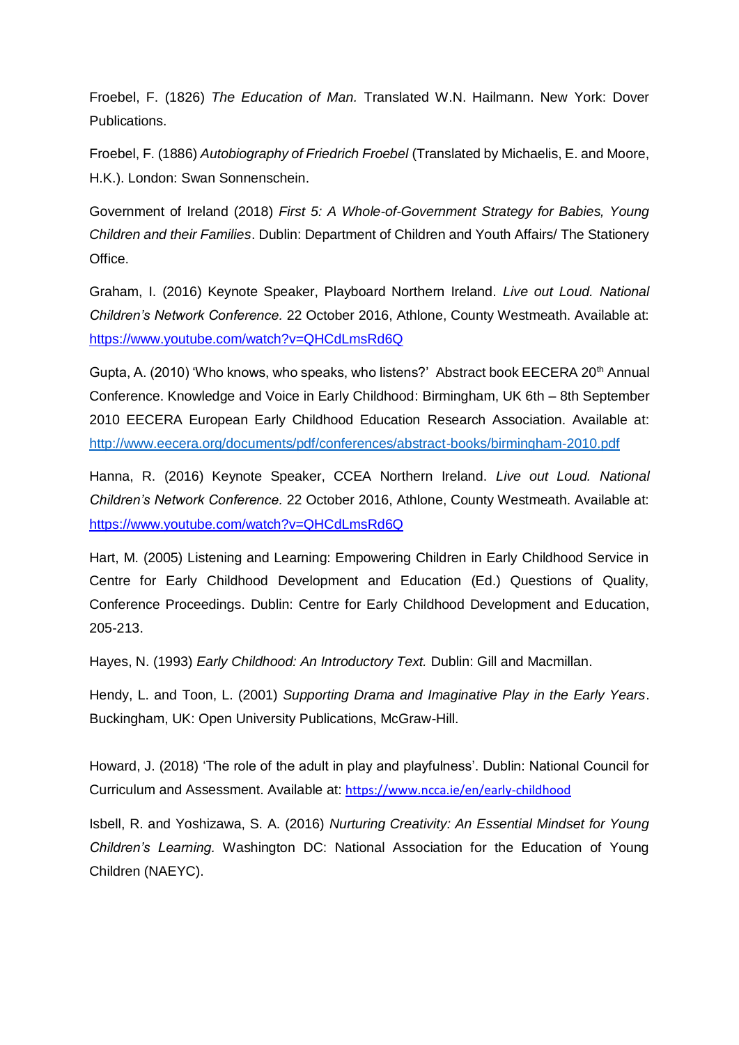Froebel, F. (1826) *The Education of Man.* Translated W.N. Hailmann. New York: Dover Publications.

Froebel, F. (1886) *Autobiography of Friedrich Froebel* (Translated by Michaelis, E. and Moore, H.K.). London: Swan Sonnenschein.

Government of Ireland (2018) *First 5: A Whole-of-Government Strategy for Babies, Young Children and their Families*. Dublin: Department of Children and Youth Affairs/ The Stationery Office.

Graham, I. (2016) Keynote Speaker, Playboard Northern Ireland. *Live out Loud. National Children's Network Conference.* 22 October 2016, Athlone, County Westmeath. Available at: https://www.youtube.com/watch?v=QHCdLmsRd6Q

Gupta, A. (2010) 'Who knows, who speaks, who listens?' Abstract book EECERA 20th Annual Conference. Knowledge and Voice in Early Childhood: Birmingham, UK 6th – 8th September 2010 EECERA European Early Childhood Education Research Association. Available at: http://www.eecera.org/documents/pdf/conferences/abstract-books/birmingham-2010.pdf

Hanna, R. (2016) Keynote Speaker, CCEA Northern Ireland. *Live out Loud. National Children's Network Conference.* 22 October 2016, Athlone, County Westmeath. Available at: https://www.youtube.com/watch?v=QHCdLmsRd6Q

Hart, M. (2005) Listening and Learning: Empowering Children in Early Childhood Service in Centre for Early Childhood Development and Education (Ed.) Questions of Quality, Conference Proceedings. Dublin: Centre for Early Childhood Development and Education, 205-213.

Hayes, N. (1993) *Early Childhood: An Introductory Text.* Dublin: Gill and Macmillan.

Hendy, L. and Toon, L. (2001) *Supporting Drama and Imaginative Play in the Early Years*. Buckingham, UK: Open University Publications, McGraw-Hill.

Howard, J. (2018) 'The role of the adult in play and playfulness'. Dublin: National Council for Curriculum and Assessment. Available at: https://www.ncca.ie/en/early-childhood

Isbell, R. and Yoshizawa, S. A. (2016) *Nurturing Creativity: An Essential Mindset for Young Children's Learning.* Washington DC: National Association for the Education of Young Children (NAEYC).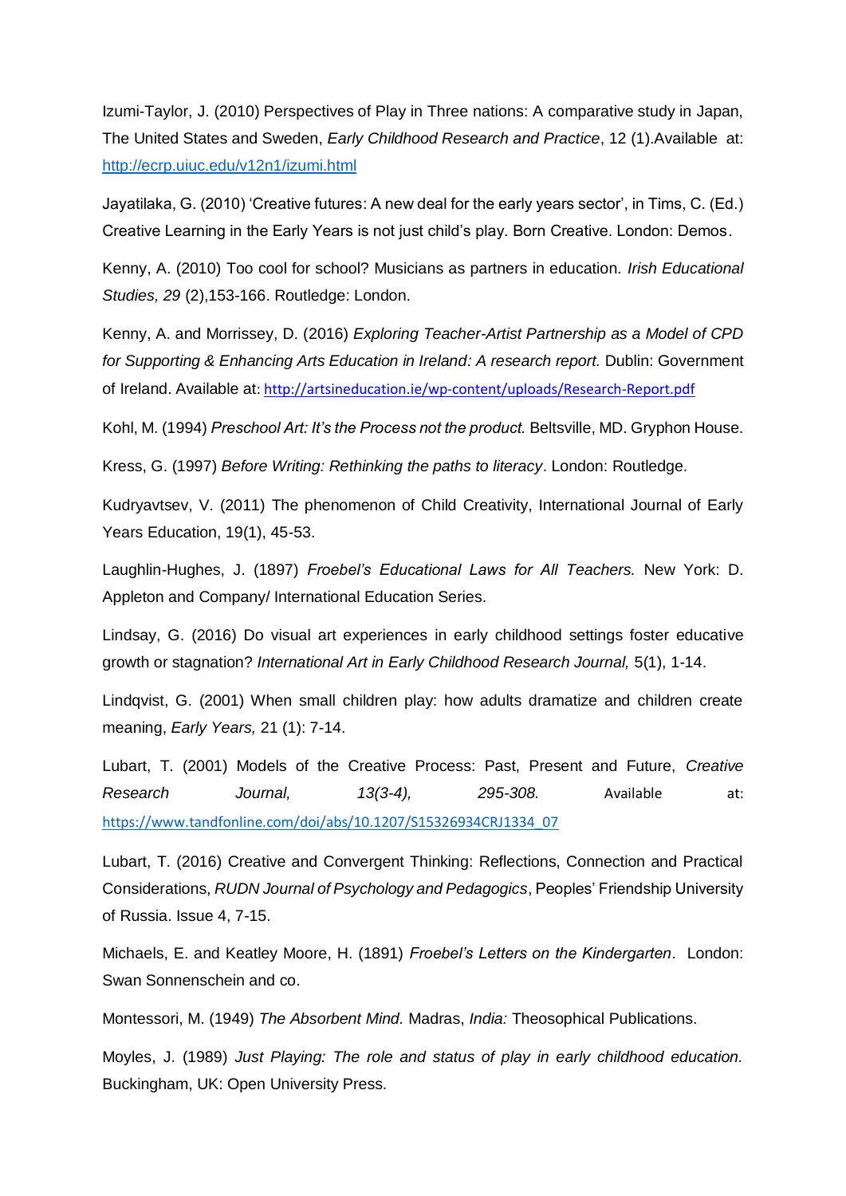Izumi-Taylor, J. (2010) Perspectives of Play in Three nations: A comparative study in Japan, The United States and Sweden, *Early Childhood Research and Practice*, 12 (1).Available at: http://ecrp.uiuc.edu/v12n1/izumi.html

Jayatilaka, G. (2010) 'Creative futures: A new deal for the early years sector', in Tims, C. (Ed.) Creative Learning in the Early Years is not just child's play. Born Creative. London: Demos.

Kenny, A. (2010) Too cool for school? Musicians as partners in education. *Irish Educational Studies, 29* (2),153-166. Routledge: London.

Kenny, A. and Morrissey, D. (2016) *Exploring Teacher-Artist Partnership as a Model of CPD for Supporting & Enhancing Arts Education in Ireland: A research report.* Dublin: Government of Ireland. Available at: http://artsineducation.ie/wp-content/uploads/Research-Report.pdf

Kohl, M. (1994) *Preschool Art: It's the Process not the product.* Beltsville, MD. Gryphon House.

Kress, G. (1997) *Before Writing: Rethinking the paths to literacy*. London: Routledge.

Kudryavtsev, V. (2011) The phenomenon of Child Creativity, International Journal of Early Years Education, 19(1), 45-53.

Laughlin-Hughes, J. (1897) *Froebel's Educational Laws for All Teachers.* New York: D. Appleton and Company/ International Education Series.

Lindsay, G. (2016) Do visual art experiences in early childhood settings foster educative growth or stagnation? *International Art in Early Childhood Research Journal,* 5(1), 1-14.

Lindqvist, G. (2001) When small children play: how adults dramatize and children create meaning, *Early Years,* 21 (1): 7-14.

Lubart, T. (2001) Models of the Creative Process: Past, Present and Future, *Creative Research Journal, 13(3-4), 295-308.* Available at: https://www.tandfonline.com/doi/abs/10.1207/S15326934CRJ1334_07

Lubart, T. (2016) Creative and Convergent Thinking: Reflections, Connection and Practical Considerations, *RUDN Journal of Psychology and Pedagogics*, Peoples' Friendship University of Russia. Issue 4, 7-15.

Michaels, E. and Keatley Moore, H. (1891) *Froebel's Letters on the Kindergarten*. London: Swan Sonnenschein and co.

Montessori, M. (1949) *The Absorbent Mind.* Madras, *India:* Theosophical Publications.

Moyles, J. (1989) *Just Playing: The role and status of play in early childhood education.* Buckingham, UK: Open University Press.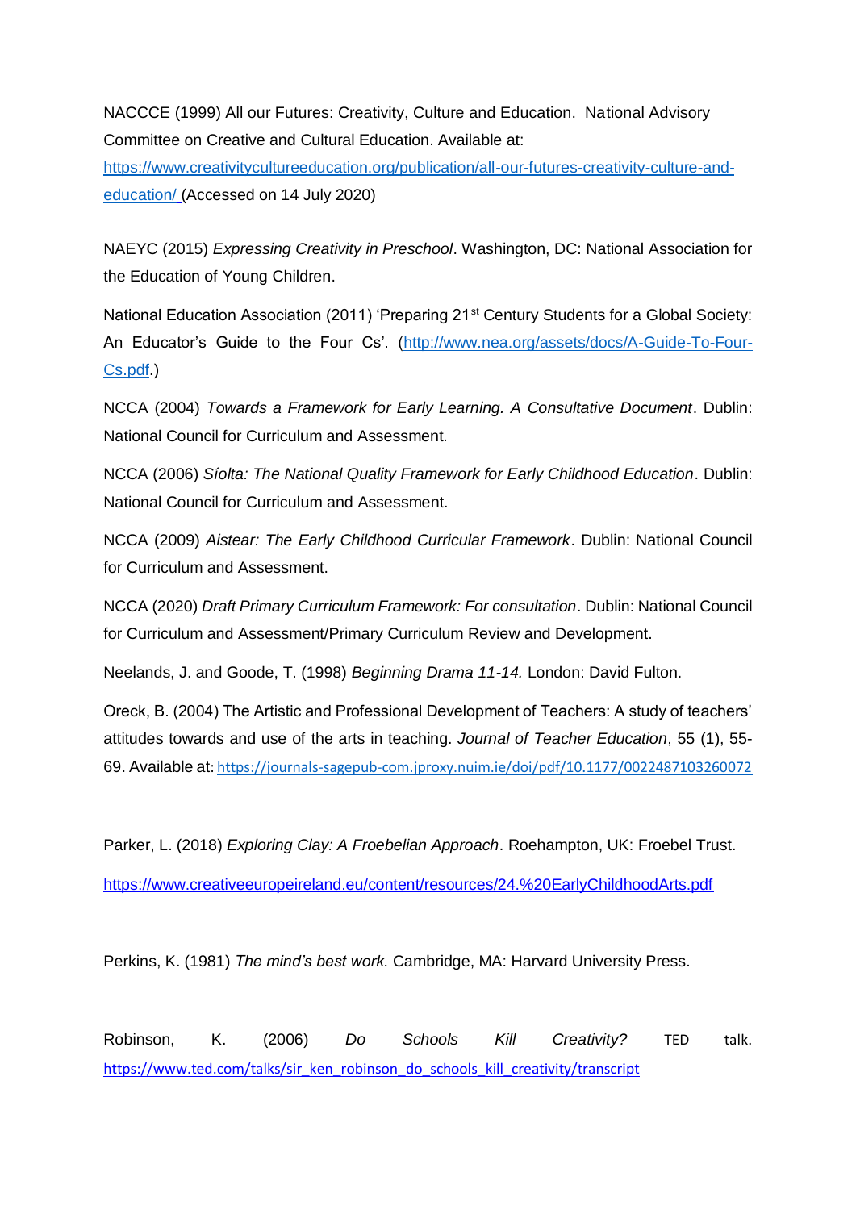NACCCE (1999) All our Futures: Creativity, Culture and Education. National Advisory Committee on Creative and Cultural Education. Available at: https://www.creativitycultureeducation.org/publication/all-our-futures-creativity-culture-and-education/ (Accessed on 14 July 2020)

NAEYC (2015) *Expressing Creativity in Preschool*. Washington, DC: National Association for the Education of Young Children.

National Education Association (2011) 'Preparing 21st Century Students for a Global Society: An Educator's Guide to the Four Cs'. (http://www.nea.org/assets/docs/A-Guide-To-Four-Cs.pdf.)

NCCA (2004) *Towards a Framework for Early Learning. A Consultative Document*. Dublin: National Council for Curriculum and Assessment.

NCCA (2006) *Síolta: The National Quality Framework for Early Childhood Education*. Dublin: National Council for Curriculum and Assessment.

NCCA (2009) *Aistear: The Early Childhood Curricular Framework*. Dublin: National Council for Curriculum and Assessment.

NCCA (2020) *Draft Primary Curriculum Framework: For consultation*. Dublin: National Council for Curriculum and Assessment/Primary Curriculum Review and Development.

Neelands, J. and Goode, T. (1998) *Beginning Drama 11-14.* London: David Fulton.

Oreck, B. (2004) The Artistic and Professional Development of Teachers: A study of teachers' attitudes towards and use of the arts in teaching. *Journal of Teacher Education*, 55 (1), 55-69. Available at: https://journals-sagepub-com.jproxy.nuim.ie/doi/pdf/10.1177/0022487103260072

Parker, L. (2018) *Exploring Clay: A Froebelian Approach*. Roehampton, UK: Froebel Trust.

https://www.creativeeuropeireland.eu/content/resources/24.%20EarlyChildhoodArts.pdf

Perkins, K. (1981) *The mind's best work.* Cambridge, MA: Harvard University Press.

Robinson, K. (2006) *Do Schools Kill Creativity?* TED talk. https://www.ted.com/talks/sir_ken_robinson_do_schools_kill_creativity/transcript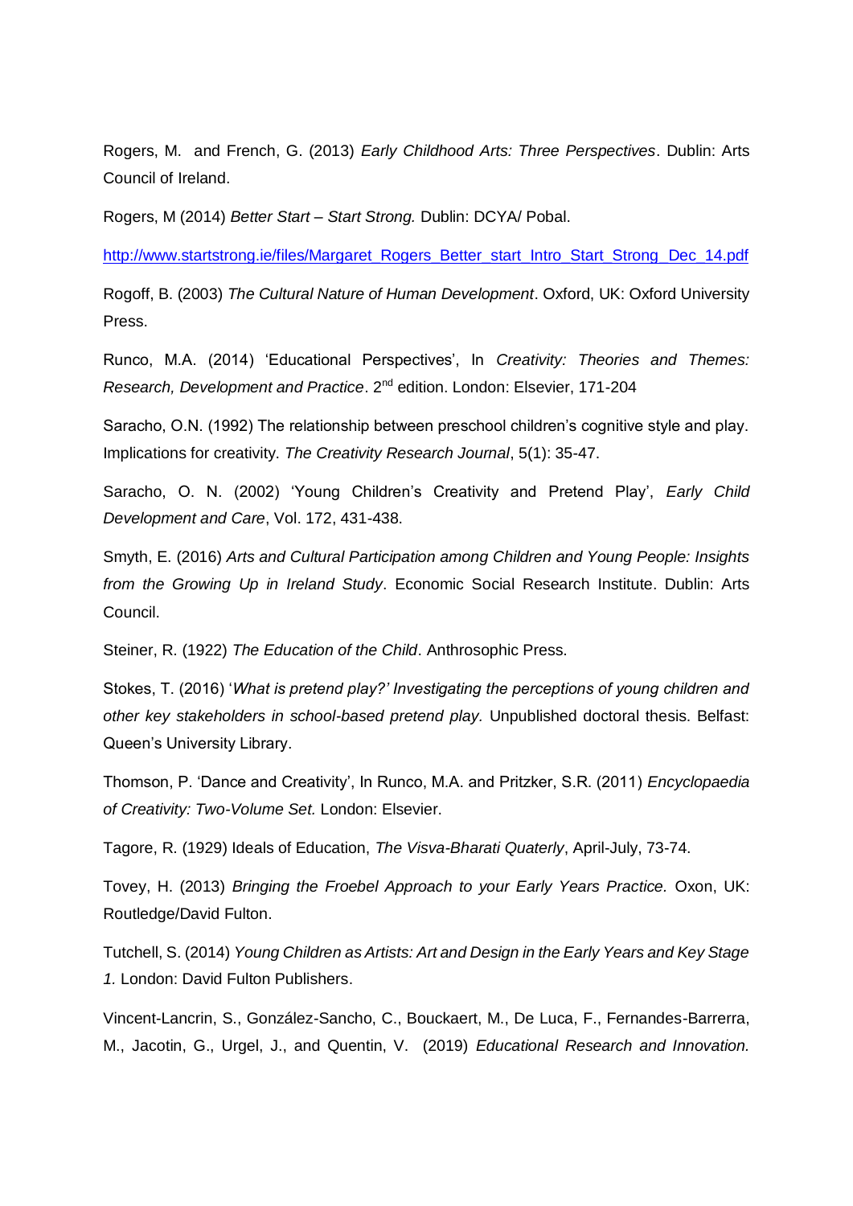Rogers, M. and French, G. (2013) *Early Childhood Arts: Three Perspectives*. Dublin: Arts Council of Ireland.

Rogers, M (2014) *Better Start – Start Strong.* Dublin: DCYA/ Pobal.

http://www.startstrong.ie/files/Margaret_Rogers_Better_start_Intro_Start_Strong_Dec_14.pdf

Rogoff, B. (2003) *The Cultural Nature of Human Development*. Oxford, UK: Oxford University Press.

Runco, M.A. (2014) 'Educational Perspectives', In *Creativity: Theories and Themes: Research, Development and Practice*. 2nd edition. London: Elsevier, 171-204

Saracho, O.N. (1992) The relationship between preschool children's cognitive style and play. Implications for creativity. *The Creativity Research Journal*, 5(1): 35-47.

Saracho, O. N. (2002) 'Young Children's Creativity and Pretend Play', *Early Child Development and Care*, Vol. 172, 431-438.

Smyth, E. (2016) *Arts and Cultural Participation among Children and Young People: Insights from the Growing Up in Ireland Study*. Economic Social Research Institute. Dublin: Arts Council.

Steiner, R. (1922) *The Education of the Child*. Anthrosophic Press.

Stokes, T. (2016) '*What is pretend play?' Investigating the perceptions of young children and other key stakeholders in school-based pretend play.* Unpublished doctoral thesis. Belfast: Queen's University Library.

Thomson, P. 'Dance and Creativity', In Runco, M.A. and Pritzker, S.R. (2011) *Encyclopaedia of Creativity: Two-Volume Set.* London: Elsevier.

Tagore, R. (1929) Ideals of Education, *The Visva-Bharati Quaterly*, April-July, 73-74.

Tovey, H. (2013) *Bringing the Froebel Approach to your Early Years Practice.* Oxon, UK: Routledge/David Fulton.

Tutchell, S. (2014) *Young Children as Artists: Art and Design in the Early Years and Key Stage 1.* London: David Fulton Publishers.

Vincent-Lancrin, S., González-Sancho, C., Bouckaert, M., De Luca, F., Fernandes-Barrerra, M., Jacotin, G., Urgel, J., and Quentin, V. (2019) *Educational Research and Innovation.*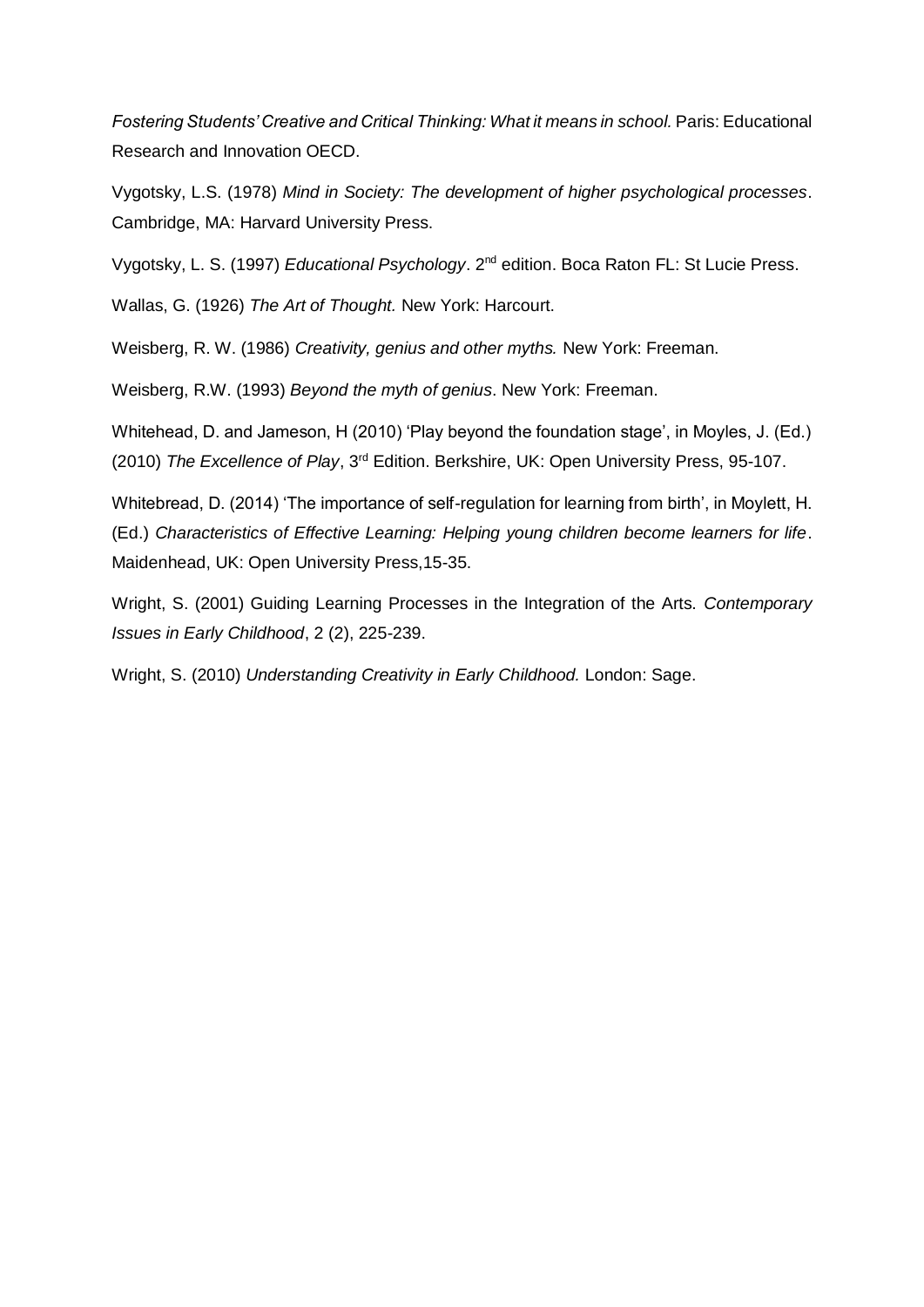*Fostering Students' Creative and Critical Thinking: What it means in school.* Paris: Educational Research and Innovation OECD.

Vygotsky, L.S. (1978) *Mind in Society: The development of higher psychological processes*. Cambridge, MA: Harvard University Press.

Vygotsky, L. S. (1997) *Educational Psychology*. 2nd edition. Boca Raton FL: St Lucie Press.

Wallas, G. (1926) *The Art of Thought.* New York: Harcourt.

Weisberg, R. W. (1986) *Creativity, genius and other myths.* New York: Freeman.

Weisberg, R.W. (1993) *Beyond the myth of genius*. New York: Freeman.

Whitehead, D. and Jameson, H (2010) 'Play beyond the foundation stage', in Moyles, J. (Ed.) (2010) *The Excellence of Play*, 3rd Edition. Berkshire, UK: Open University Press, 95-107.

Whitebread, D. (2014) 'The importance of self-regulation for learning from birth', in Moylett, H. (Ed.) *Characteristics of Effective Learning: Helping young children become learners for life*. Maidenhead, UK: Open University Press,15-35.

Wright, S. (2001) Guiding Learning Processes in the Integration of the Arts. *Contemporary Issues in Early Childhood*, 2 (2), 225-239.

Wright, S. (2010) *Understanding Creativity in Early Childhood.* London: Sage.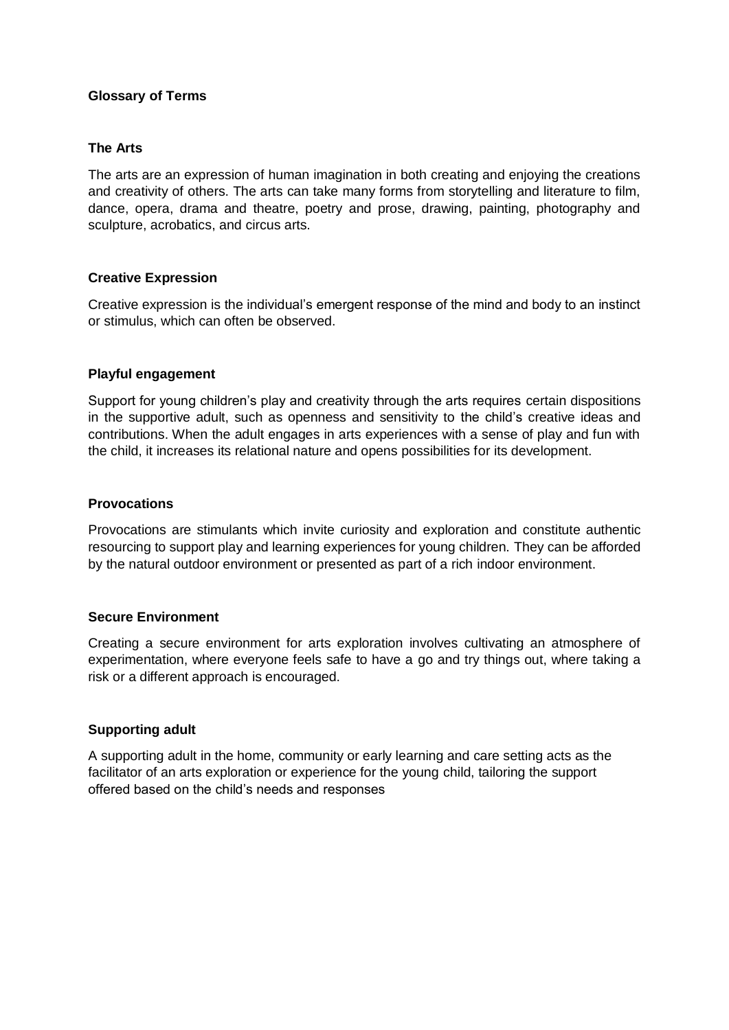# Glossary of Terms

## The Arts

The arts are an expression of human imagination in both creating and enjoying the creations and creativity of others. The arts can take many forms from storytelling and literature to film, dance, opera, drama and theatre, poetry and prose, drawing, painting, photography and sculpture, acrobatics, and circus arts.

## Creative Expression

Creative expression is the individual's emergent response of the mind and body to an instinct or stimulus, which can often be observed.

## Playful engagement

Support for young children's play and creativity through the arts requires certain dispositions in the supportive adult, such as openness and sensitivity to the child's creative ideas and contributions. When the adult engages in arts experiences with a sense of play and fun with the child, it increases its relational nature and opens possibilities for its development.

## Provocations

Provocations are stimulants which invite curiosity and exploration and constitute authentic resourcing to support play and learning experiences for young children. They can be afforded by the natural outdoor environment or presented as part of a rich indoor environment.

## Secure Environment

Creating a secure environment for arts exploration involves cultivating an atmosphere of experimentation, where everyone feels safe to have a go and try things out, where taking a risk or a different approach is encouraged.

## Supporting adult

A supporting adult in the home, community or early learning and care setting acts as the facilitator of an arts exploration or experience for the young child, tailoring the support offered based on the child's needs and responses